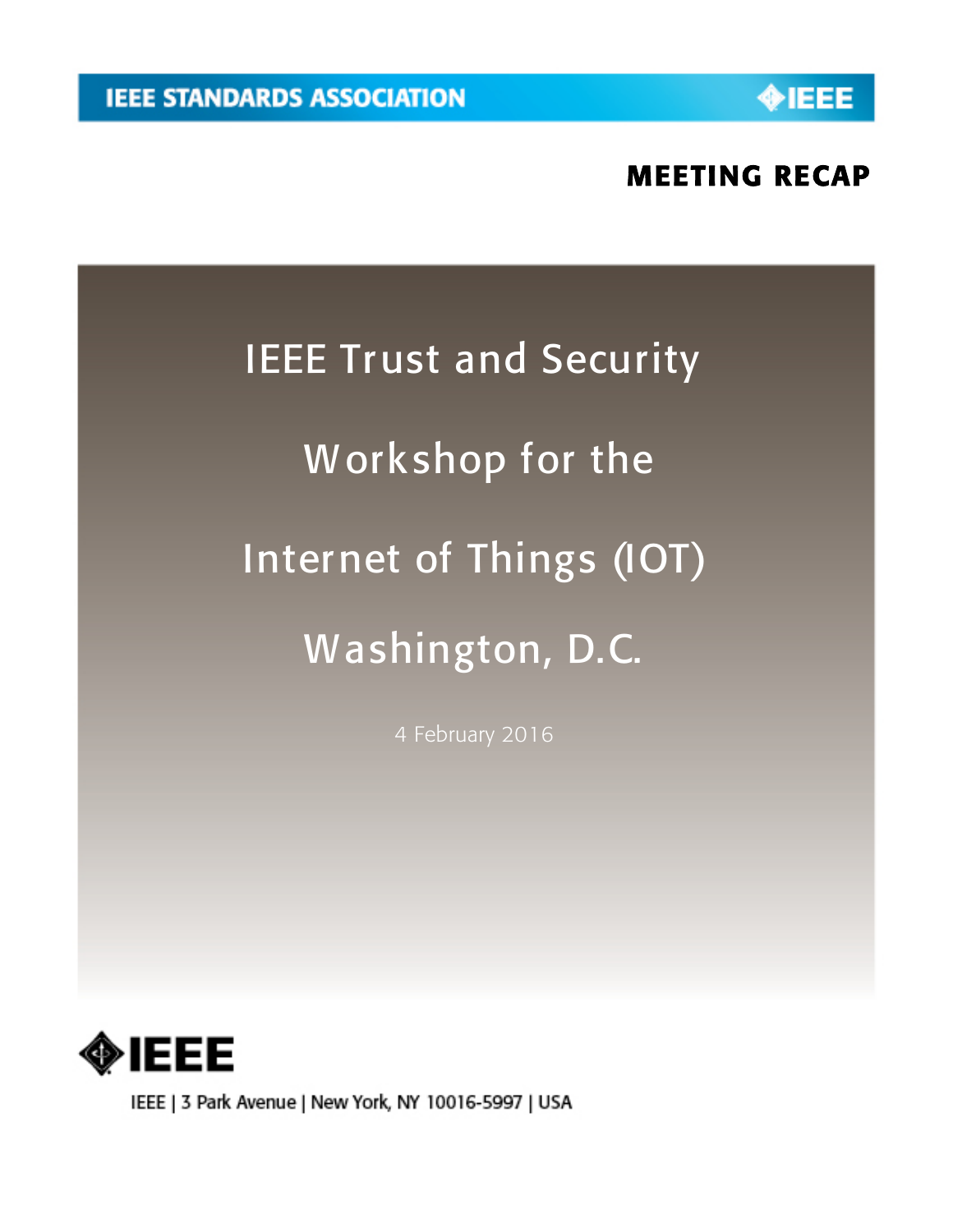IEEE STANDARDS ASSOCIATION

**MEETING RECAP**

# IEEE Trust and Security Workshop for the Internet of Things (IOT) Washington, D.C.

4 February 2016

IEEE | 3 Park Avenue | New York, NY 10016-5997 | USA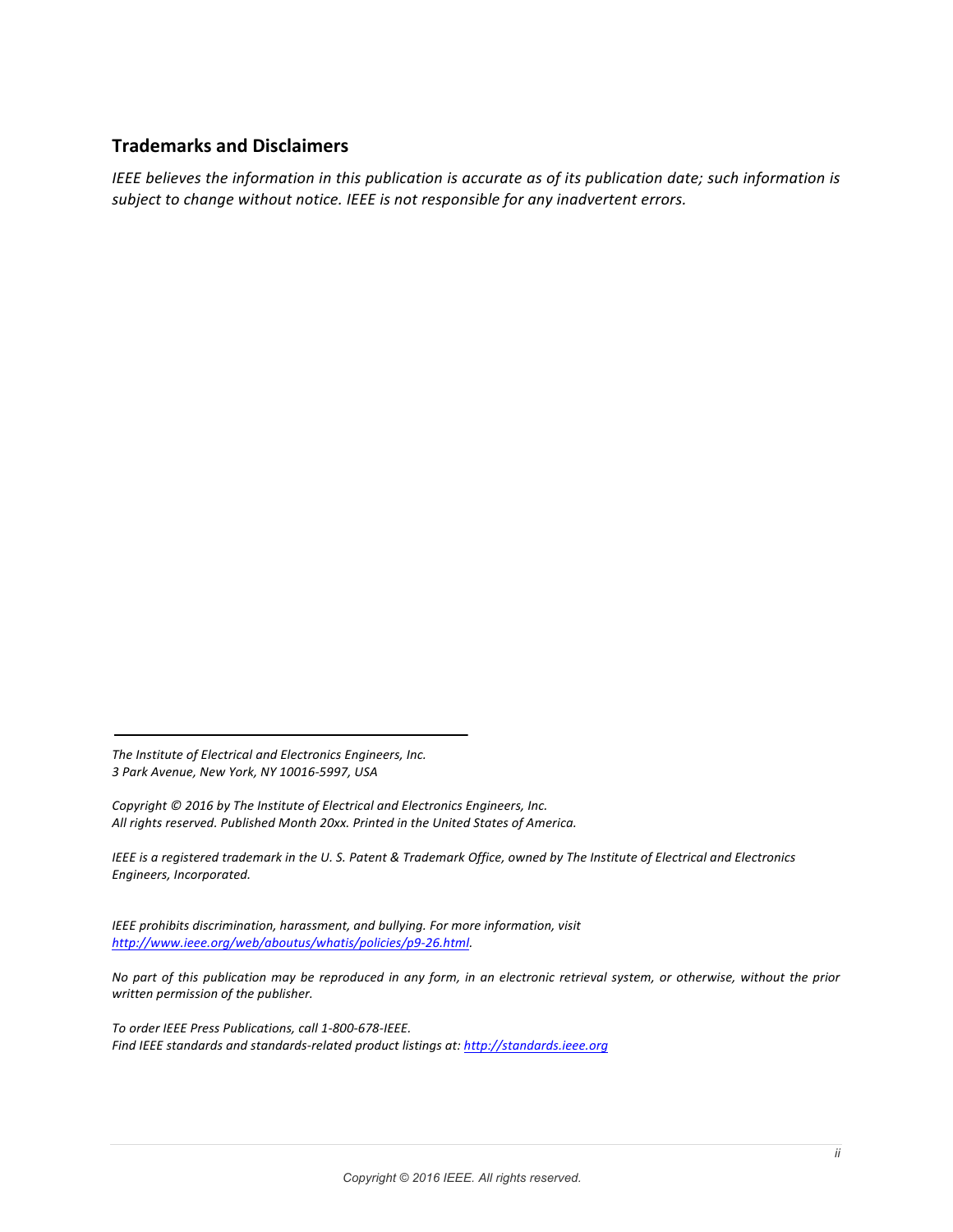## Trademarks and Disclaimers

*IEEE believes the information in this publication is accurate as of its publication date; such information is subject to change without notice. IEEE is not responsible for any inadvertent errors.*

---

*The Institute of Electrical and Electronics Engineers, Inc.*
*3 Park Avenue, New York, NY 10016-5997, USA*

*Copyright © 2016 by The Institute of Electrical and Electronics Engineers, Inc.*
*All rights reserved. Published Month 20xx. Printed in the United States of America.*

*IEEE is a registered trademark in the U. S. Patent & Trademark Office, owned by The Institute of Electrical and Electronics Engineers, Incorporated.*

*IEEE prohibits discrimination, harassment, and bullying. For more information, visit [http://www.ieee.org/web/aboutus/whatis/policies/p9-26.html](http://www.ieee.org/web/aboutus/whatis/policies/p9-26.html).*

*No part of this publication may be reproduced in any form, in an electronic retrieval system, or otherwise, without the prior written permission of the publisher.*

*To order IEEE Press Publications, call 1-800-678-IEEE.*
*Find IEEE standards and standards-related product listings at: [http://standards.ieee.org](http://standards.ieee.org)*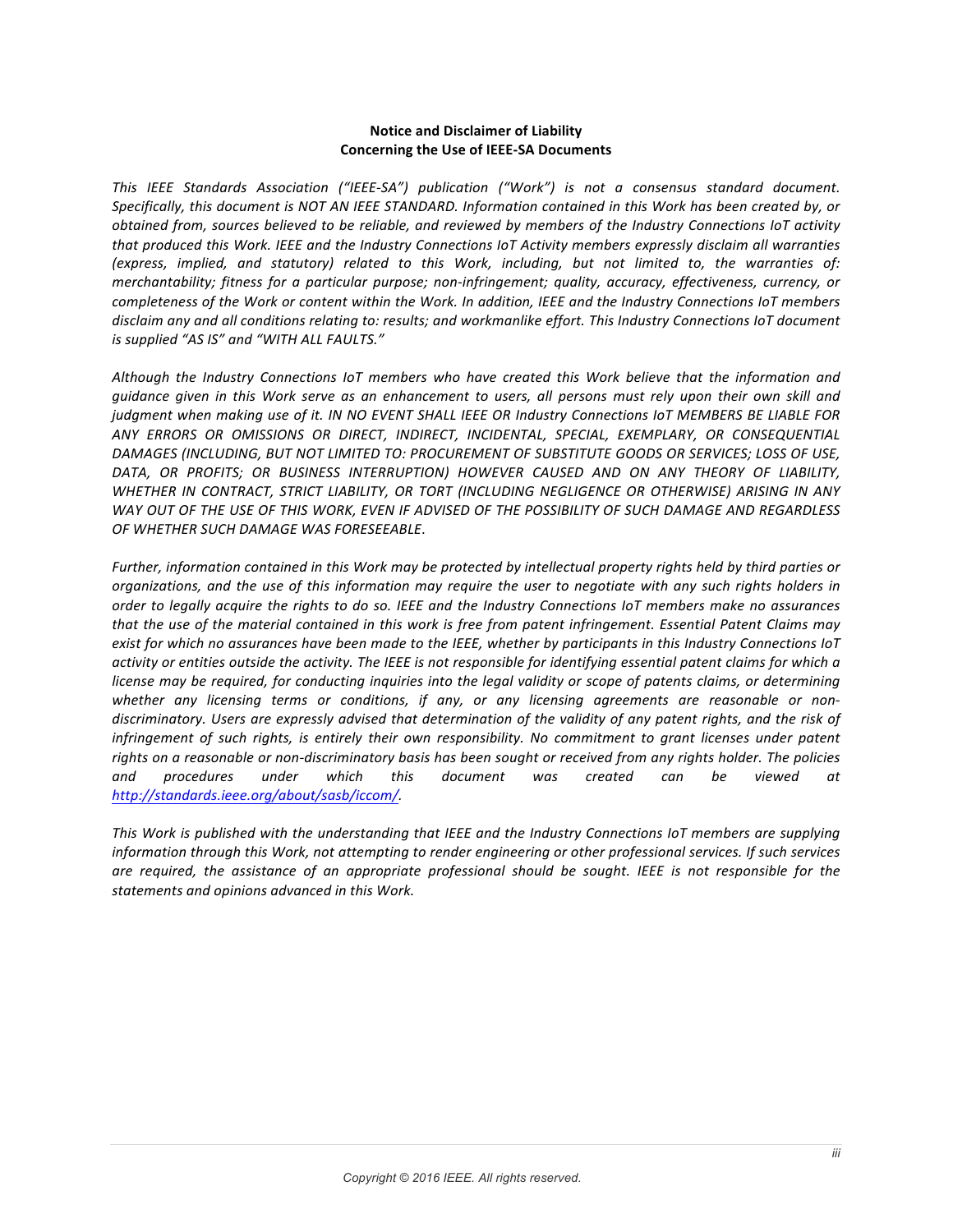**Notice and Disclaimer of Liability**
**Concerning the Use of IEEE-SA Documents**

*This IEEE Standards Association ("IEEE-SA") publication ("Work") is not a consensus standard document. Specifically, this document is NOT AN IEEE STANDARD. Information contained in this Work has been created by, or obtained from, sources believed to be reliable, and reviewed by members of the Industry Connections IoT activity that produced this Work. IEEE and the Industry Connections IoT Activity members expressly disclaim all warranties (express, implied, and statutory) related to this Work, including, but not limited to, the warranties of: merchantability; fitness for a particular purpose; non-infringement; quality, accuracy, effectiveness, currency, or completeness of the Work or content within the Work. In addition, IEEE and the Industry Connections IoT members disclaim any and all conditions relating to: results; and workmanlike effort. This Industry Connections IoT document is supplied "AS IS" and "WITH ALL FAULTS."*

*Although the Industry Connections IoT members who have created this Work believe that the information and guidance given in this Work serve as an enhancement to users, all persons must rely upon their own skill and judgment when making use of it. IN NO EVENT SHALL IEEE OR Industry Connections IoT MEMBERS BE LIABLE FOR ANY ERRORS OR OMISSIONS OR DIRECT, INDIRECT, INCIDENTAL, SPECIAL, EXEMPLARY, OR CONSEQUENTIAL DAMAGES (INCLUDING, BUT NOT LIMITED TO: PROCUREMENT OF SUBSTITUTE GOODS OR SERVICES; LOSS OF USE, DATA, OR PROFITS; OR BUSINESS INTERRUPTION) HOWEVER CAUSED AND ON ANY THEORY OF LIABILITY, WHETHER IN CONTRACT, STRICT LIABILITY, OR TORT (INCLUDING NEGLIGENCE OR OTHERWISE) ARISING IN ANY WAY OUT OF THE USE OF THIS WORK, EVEN IF ADVISED OF THE POSSIBILITY OF SUCH DAMAGE AND REGARDLESS OF WHETHER SUCH DAMAGE WAS FORESEEABLE.*

*Further, information contained in this Work may be protected by intellectual property rights held by third parties or organizations, and the use of this information may require the user to negotiate with any such rights holders in order to legally acquire the rights to do so. IEEE and the Industry Connections IoT members make no assurances that the use of the material contained in this work is free from patent infringement. Essential Patent Claims may exist for which no assurances have been made to the IEEE, whether by participants in this Industry Connections IoT activity or entities outside the activity. The IEEE is not responsible for identifying essential patent claims for which a license may be required, for conducting inquiries into the legal validity or scope of patents claims, or determining whether any licensing terms or conditions, if any, or any licensing agreements are reasonable or non-discriminatory. Users are expressly advised that determination of the validity of any patent rights, and the risk of infringement of such rights, is entirely their own responsibility. No commitment to grant licenses under patent rights on a reasonable or non-discriminatory basis has been sought or received from any rights holder. The policies and procedures under which this document was created can be viewed at http://standards.ieee.org/about/sasb/iccom/.*

*This Work is published with the understanding that IEEE and the Industry Connections IoT members are supplying information through this Work, not attempting to render engineering or other professional services. If such services are required, the assistance of an appropriate professional should be sought. IEEE is not responsible for the statements and opinions advanced in this Work.*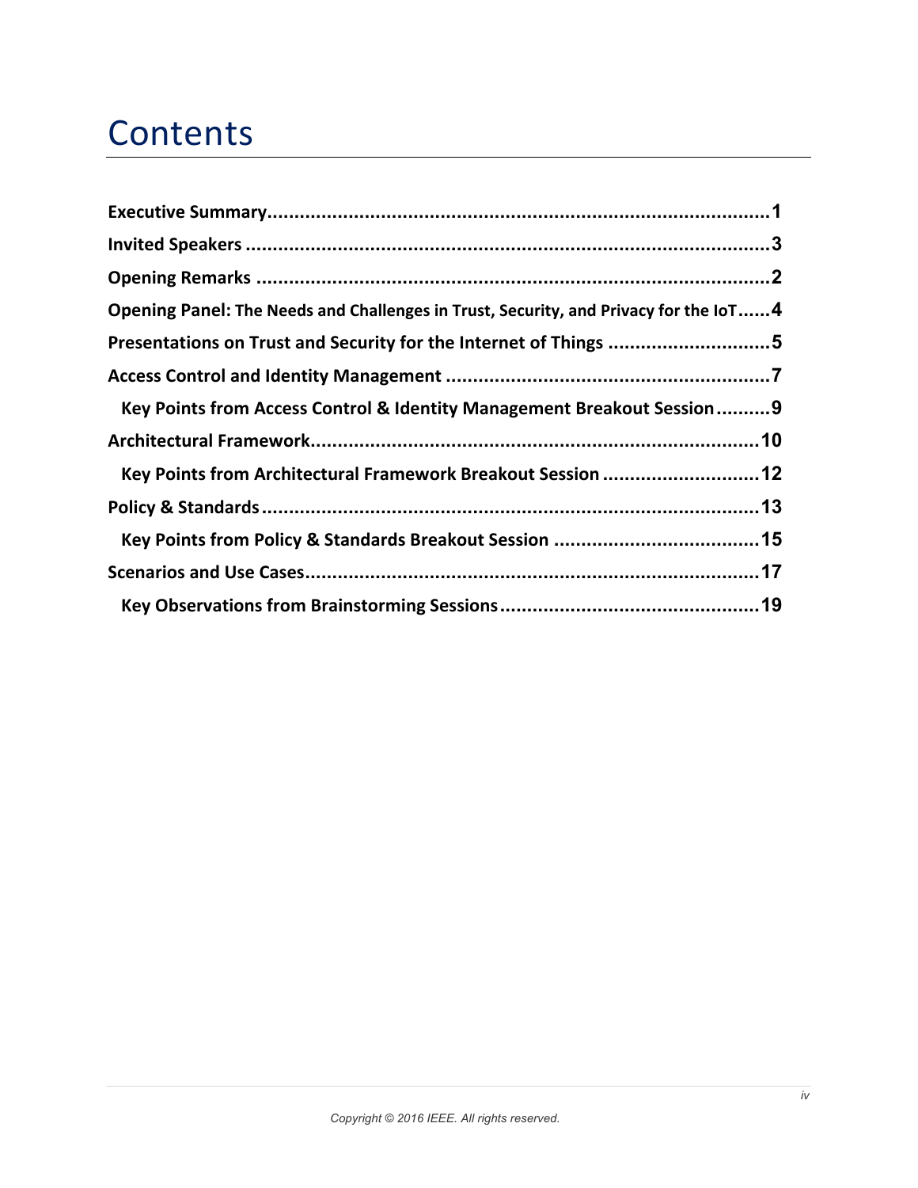# Contents

**Executive Summary** ........................................................................................ **1**

**Invited Speakers** .............................................................................................. **3**

**Opening Remarks** ............................................................................................ **2**

**Opening Panel: The Needs and Challenges in Trust, Security, and Privacy for the IoT** ...... **4**

**Presentations on Trust and Security for the Internet of Things** ............................. **5**

**Access Control and Identity Management** ........................................................... **7**

- **Key Points from Access Control & Identity Management Breakout Session** .......... **9**

**Architectural Framework** .................................................................................. **10**

- **Key Points from Architectural Framework Breakout Session** ............................. **12**

**Policy & Standards** ........................................................................................... **13**

- **Key Points from Policy & Standards Breakout Session** ...................................... **15**

**Scenarios and Use Cases** .................................................................................. **17**

- **Key Observations from Brainstorming Sessions** ................................................ **19**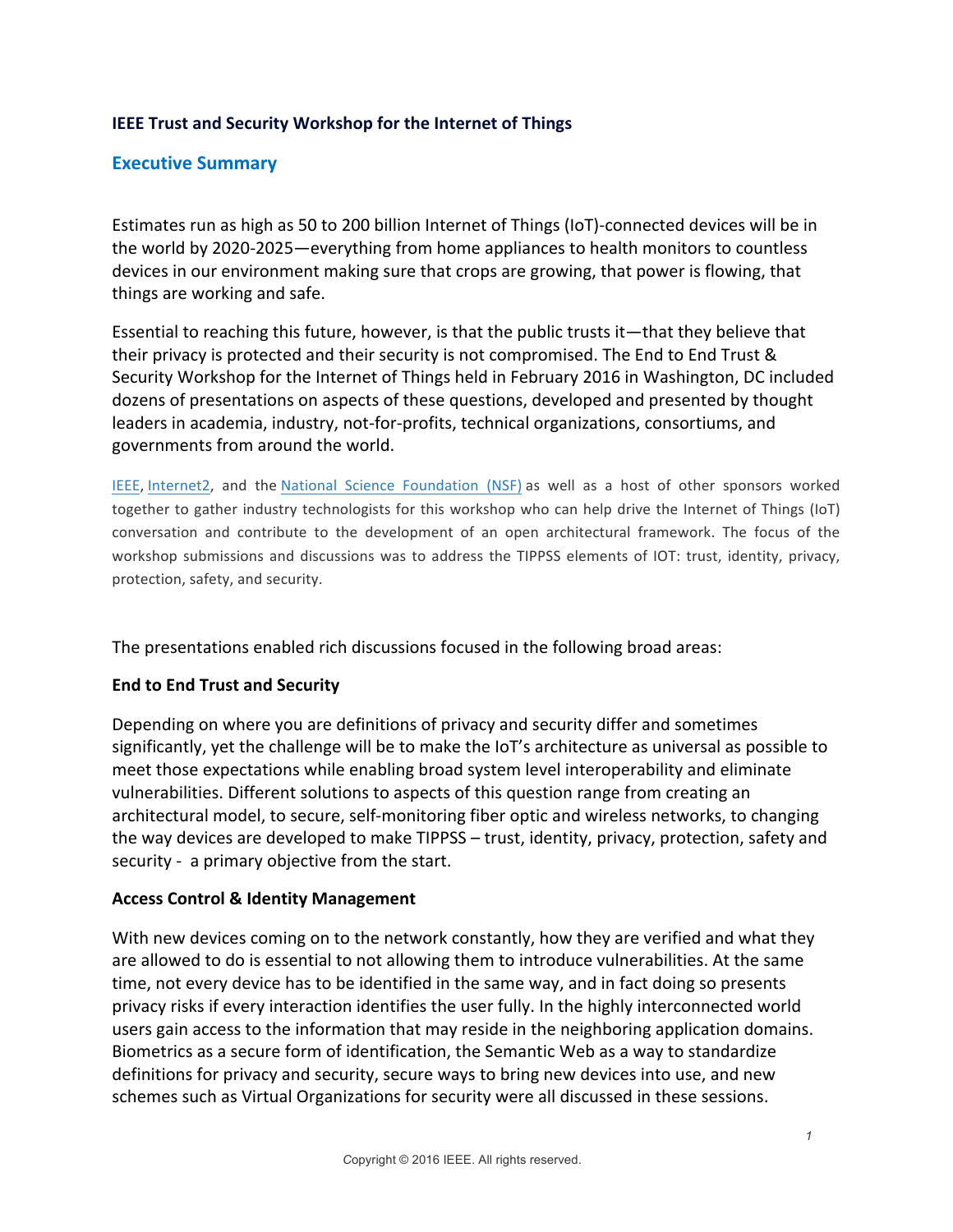**IEEE Trust and Security Workshop for the Internet of Things**

## Executive Summary

Estimates run as high as 50 to 200 billion Internet of Things (IoT)-connected devices will be in the world by 2020-2025—everything from home appliances to health monitors to countless devices in our environment making sure that crops are growing, that power is flowing, that things are working and safe.

Essential to reaching this future, however, is that the public trusts it—that they believe that their privacy is protected and their security is not compromised. The End to End Trust & Security Workshop for the Internet of Things held in February 2016 in Washington, DC included dozens of presentations on aspects of these questions, developed and presented by thought leaders in academia, industry, not-for-profits, technical organizations, consortiums, and governments from around the world.

IEEE, Internet2, and the National Science Foundation (NSF) as well as a host of other sponsors worked together to gather industry technologists for this workshop who can help drive the Internet of Things (IoT) conversation and contribute to the development of an open architectural framework. The focus of the workshop submissions and discussions was to address the TIPPSS elements of IOT: trust, identity, privacy, protection, safety, and security.

The presentations enabled rich discussions focused in the following broad areas:

**End to End Trust and Security**

Depending on where you are definitions of privacy and security differ and sometimes significantly, yet the challenge will be to make the IoT's architecture as universal as possible to meet those expectations while enabling broad system level interoperability and eliminate vulnerabilities. Different solutions to aspects of this question range from creating an architectural model, to secure, self-monitoring fiber optic and wireless networks, to changing the way devices are developed to make TIPPSS – trust, identity, privacy, protection, safety and security - a primary objective from the start.

**Access Control & Identity Management**

With new devices coming on to the network constantly, how they are verified and what they are allowed to do is essential to not allowing them to introduce vulnerabilities. At the same time, not every device has to be identified in the same way, and in fact doing so presents privacy risks if every interaction identifies the user fully. In the highly interconnected world users gain access to the information that may reside in the neighboring application domains. Biometrics as a secure form of identification, the Semantic Web as a way to standardize definitions for privacy and security, secure ways to bring new devices into use, and new schemes such as Virtual Organizations for security were all discussed in these sessions.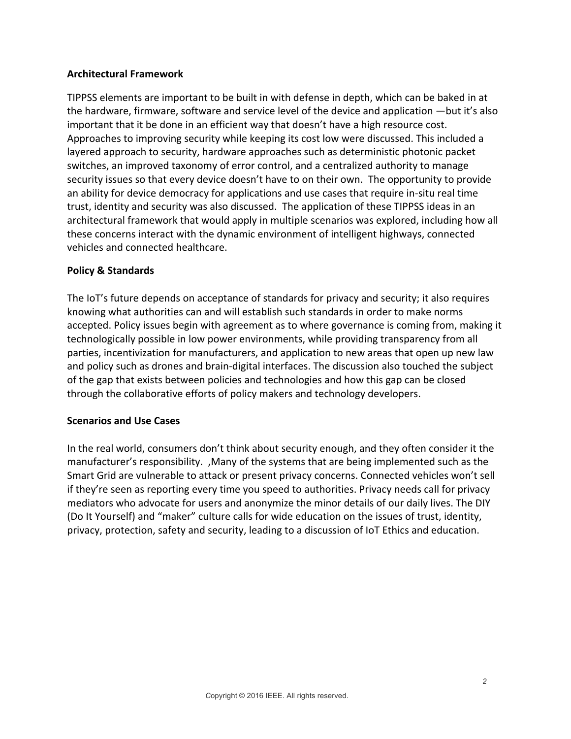**Architectural Framework**

TIPPSS elements are important to be built in with defense in depth, which can be baked in at the hardware, firmware, software and service level of the device and application —but it's also important that it be done in an efficient way that doesn't have a high resource cost. Approaches to improving security while keeping its cost low were discussed. This included a layered approach to security, hardware approaches such as deterministic photonic packet switches, an improved taxonomy of error control, and a centralized authority to manage security issues so that every device doesn't have to on their own. The opportunity to provide an ability for device democracy for applications and use cases that require in-situ real time trust, identity and security was also discussed. The application of these TIPPSS ideas in an architectural framework that would apply in multiple scenarios was explored, including how all these concerns interact with the dynamic environment of intelligent highways, connected vehicles and connected healthcare.

**Policy & Standards**

The IoT's future depends on acceptance of standards for privacy and security; it also requires knowing what authorities can and will establish such standards in order to make norms accepted. Policy issues begin with agreement as to where governance is coming from, making it technologically possible in low power environments, while providing transparency from all parties, incentivization for manufacturers, and application to new areas that open up new law and policy such as drones and brain-digital interfaces. The discussion also touched the subject of the gap that exists between policies and technologies and how this gap can be closed through the collaborative efforts of policy makers and technology developers.

**Scenarios and Use Cases**

In the real world, consumers don't think about security enough, and they often consider it the manufacturer's responsibility. ,Many of the systems that are being implemented such as the Smart Grid are vulnerable to attack or present privacy concerns. Connected vehicles won't sell if they're seen as reporting every time you speed to authorities. Privacy needs call for privacy mediators who advocate for users and anonymize the minor details of our daily lives. The DIY (Do It Yourself) and "maker" culture calls for wide education on the issues of trust, identity, privacy, protection, safety and security, leading to a discussion of IoT Ethics and education.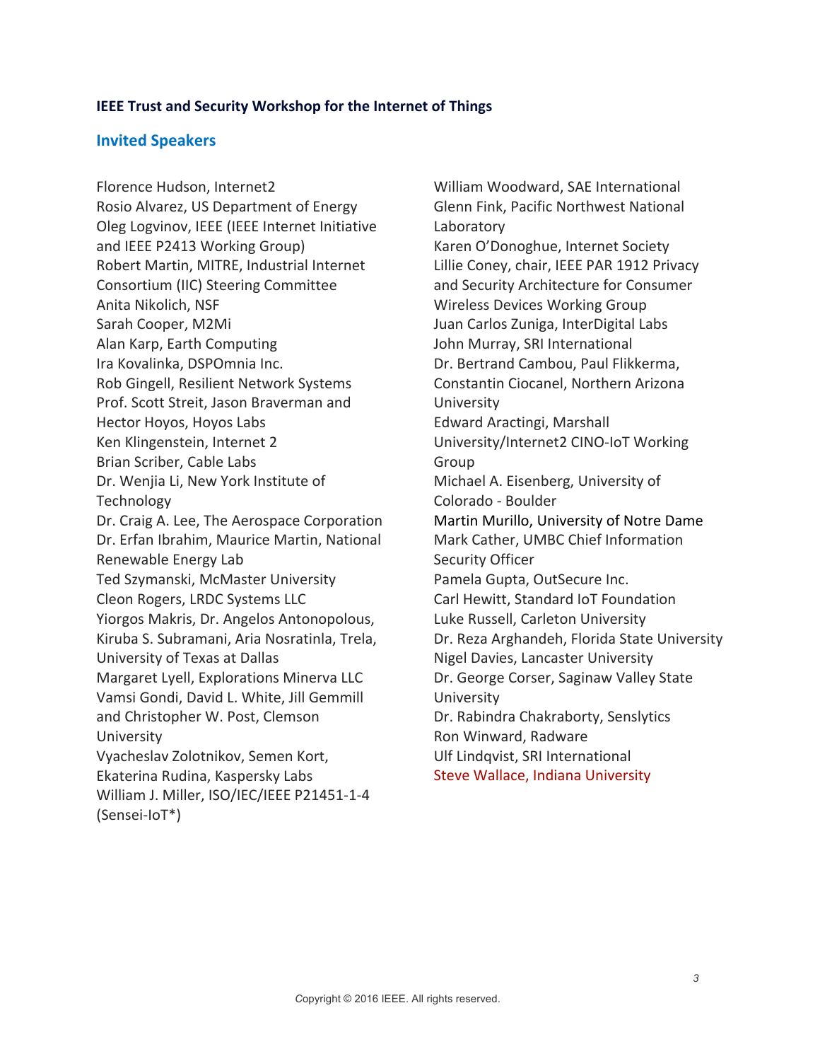**IEEE Trust and Security Workshop for the Internet of Things**

## Invited Speakers

Florence Hudson, Internet2
Rosio Alvarez, US Department of Energy
Oleg Logvinov, IEEE (IEEE Internet Initiative and IEEE P2413 Working Group)
Robert Martin, MITRE, Industrial Internet Consortium (IIC) Steering Committee
Anita Nikolich, NSF
Sarah Cooper, M2Mi
Alan Karp, Earth Computing
Ira Kovalinka, DSPOmnia Inc.
Rob Gingell, Resilient Network Systems
Prof. Scott Streit, Jason Braverman and Hector Hoyos, Hoyos Labs
Ken Klingenstein, Internet 2
Brian Scriber, Cable Labs
Dr. Wenjia Li, New York Institute of Technology
Dr. Craig A. Lee, The Aerospace Corporation
Dr. Erfan Ibrahim, Maurice Martin, National Renewable Energy Lab
Ted Szymanski, McMaster University
Cleon Rogers, LRDC Systems LLC
Yiorgos Makris, Dr. Angelos Antonopolous, Kiruba S. Subramani, Aria Nosratinla, Trela, University of Texas at Dallas
Margaret Lyell, Explorations Minerva LLC
Vamsi Gondi, David L. White, Jill Gemmill and Christopher W. Post, Clemson University
Vyacheslav Zolotnikov, Semen Kort, Ekaterina Rudina, Kaspersky Labs
William J. Miller, ISO/IEC/IEEE P21451-1-4 (Sensei-IoT*)
William Woodward, SAE International
Glenn Fink, Pacific Northwest National Laboratory
Karen O'Donoghue, Internet Society
Lillie Coney, chair, IEEE PAR 1912 Privacy and Security Architecture for Consumer Wireless Devices Working Group
Juan Carlos Zuniga, InterDigital Labs
John Murray, SRI International
Dr. Bertrand Cambou, Paul Flikkerma, Constantin Ciocanel, Northern Arizona University
Edward Aractingi, Marshall University/Internet2 CINO-IoT Working Group
Michael A. Eisenberg, University of Colorado - Boulder
Martin Murillo, University of Notre Dame
Mark Cather, UMBC Chief Information Security Officer
Pamela Gupta, OutSecure Inc.
Carl Hewitt, Standard IoT Foundation
Luke Russell, Carleton University
Dr. Reza Arghandeh, Florida State University
Nigel Davies, Lancaster University
Dr. George Corser, Saginaw Valley State University
Dr. Rabindra Chakraborty, Senslytics
Ron Winward, Radware
Ulf Lindqvist, SRI International
Steve Wallace, Indiana University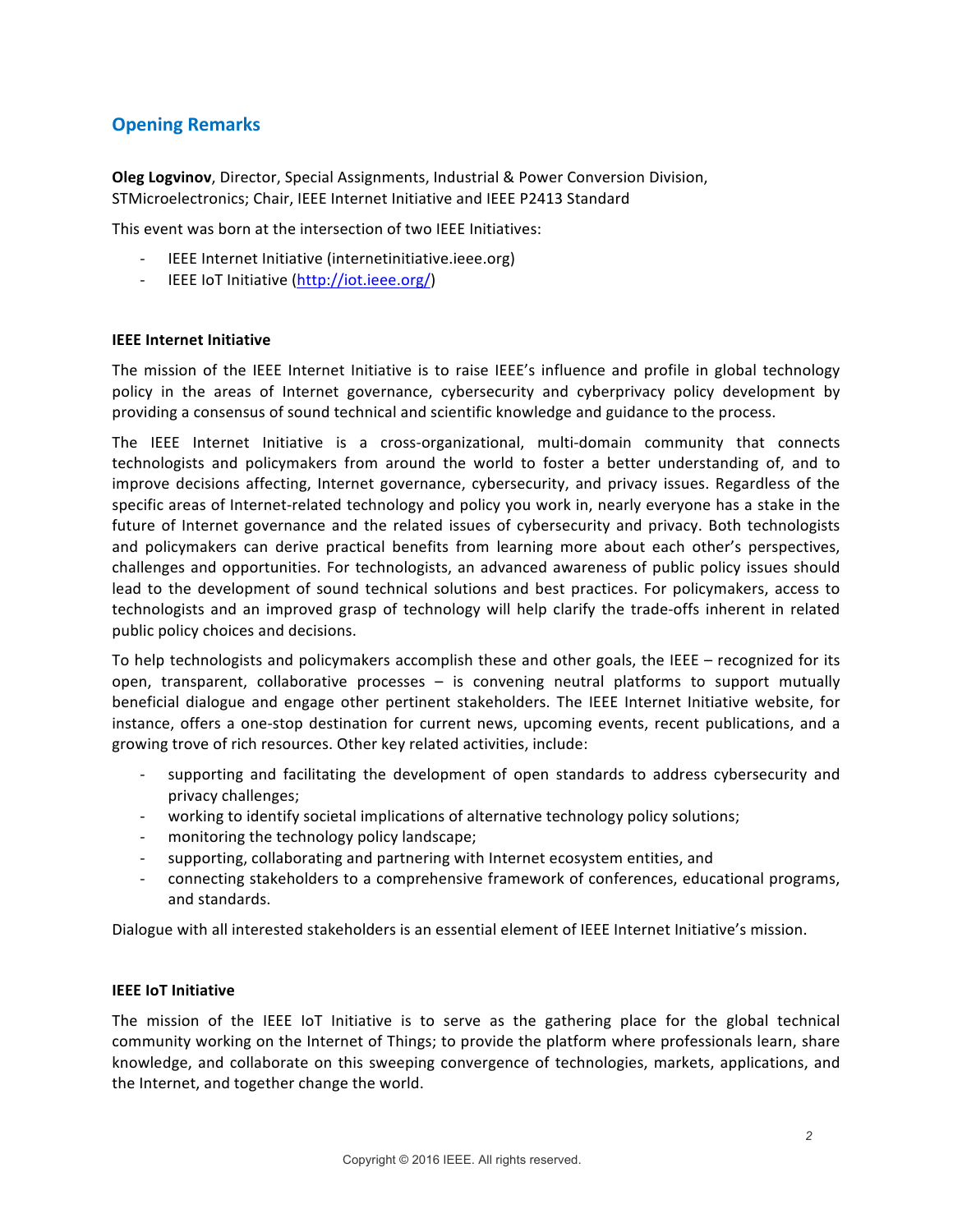## Opening Remarks

**Oleg Logvinov**, Director, Special Assignments, Industrial & Power Conversion Division, STMicroelectronics; Chair, IEEE Internet Initiative and IEEE P2413 Standard

This event was born at the intersection of two IEEE Initiatives:

- IEEE Internet Initiative (internetinitiative.ieee.org)
- IEEE IoT Initiative (http://iot.ieee.org/)

**IEEE Internet Initiative**

The mission of the IEEE Internet Initiative is to raise IEEE's influence and profile in global technology policy in the areas of Internet governance, cybersecurity and cyberprivacy policy development by providing a consensus of sound technical and scientific knowledge and guidance to the process.

The IEEE Internet Initiative is a cross-organizational, multi-domain community that connects technologists and policymakers from around the world to foster a better understanding of, and to improve decisions affecting, Internet governance, cybersecurity, and privacy issues. Regardless of the specific areas of Internet-related technology and policy you work in, nearly everyone has a stake in the future of Internet governance and the related issues of cybersecurity and privacy. Both technologists and policymakers can derive practical benefits from learning more about each other's perspectives, challenges and opportunities. For technologists, an advanced awareness of public policy issues should lead to the development of sound technical solutions and best practices. For policymakers, access to technologists and an improved grasp of technology will help clarify the trade-offs inherent in related public policy choices and decisions.

To help technologists and policymakers accomplish these and other goals, the IEEE – recognized for its open, transparent, collaborative processes – is convening neutral platforms to support mutually beneficial dialogue and engage other pertinent stakeholders. The IEEE Internet Initiative website, for instance, offers a one-stop destination for current news, upcoming events, recent publications, and a growing trove of rich resources. Other key related activities, include:

- supporting and facilitating the development of open standards to address cybersecurity and privacy challenges;
- working to identify societal implications of alternative technology policy solutions;
- monitoring the technology policy landscape;
- supporting, collaborating and partnering with Internet ecosystem entities, and
- connecting stakeholders to a comprehensive framework of conferences, educational programs, and standards.

Dialogue with all interested stakeholders is an essential element of IEEE Internet Initiative's mission.

**IEEE IoT Initiative**

The mission of the IEEE IoT Initiative is to serve as the gathering place for the global technical community working on the Internet of Things; to provide the platform where professionals learn, share knowledge, and collaborate on this sweeping convergence of technologies, markets, applications, and the Internet, and together change the world.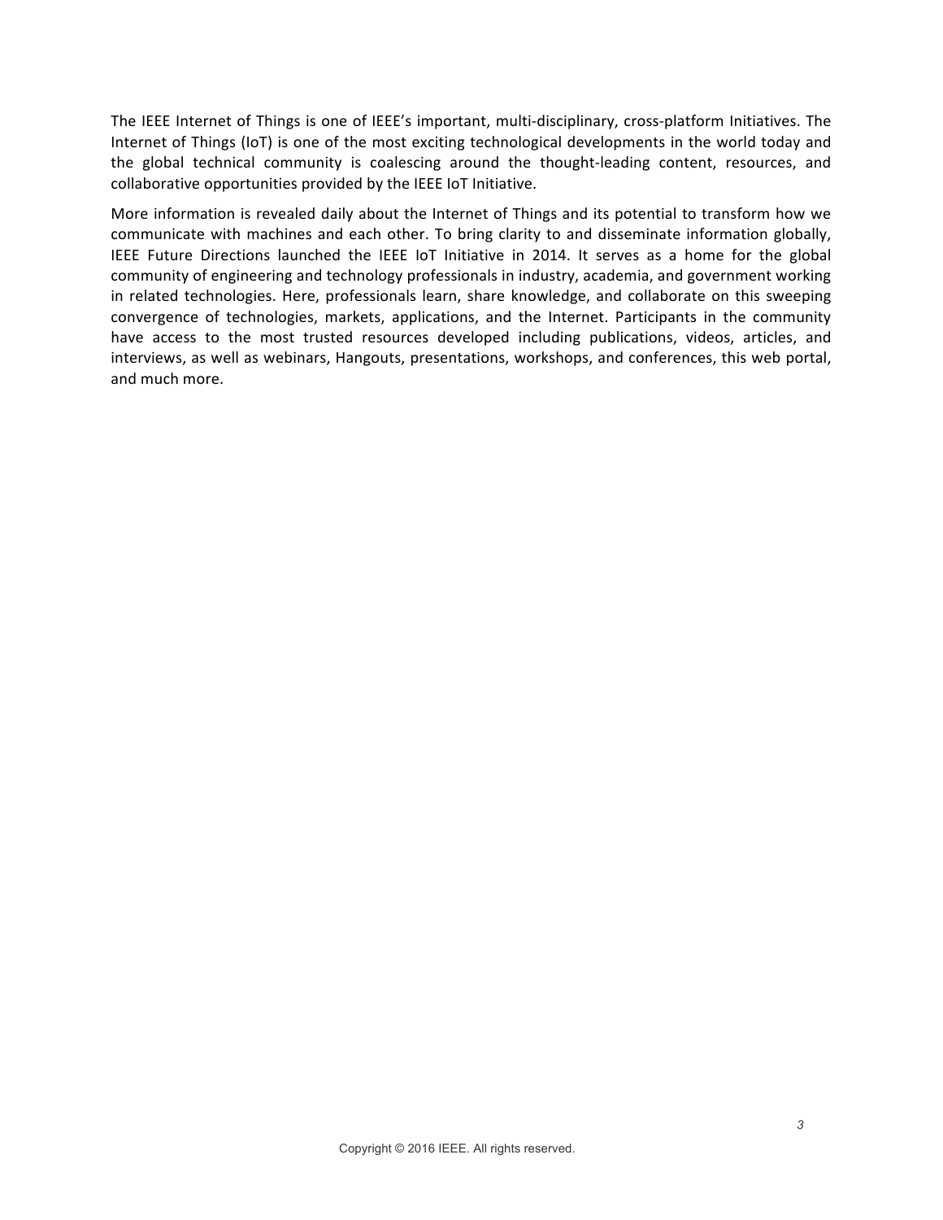The IEEE Internet of Things is one of IEEE's important, multi-disciplinary, cross-platform Initiatives. The Internet of Things (IoT) is one of the most exciting technological developments in the world today and the global technical community is coalescing around the thought-leading content, resources, and collaborative opportunities provided by the IEEE IoT Initiative.

More information is revealed daily about the Internet of Things and its potential to transform how we communicate with machines and each other. To bring clarity to and disseminate information globally, IEEE Future Directions launched the IEEE IoT Initiative in 2014. It serves as a home for the global community of engineering and technology professionals in industry, academia, and government working in related technologies. Here, professionals learn, share knowledge, and collaborate on this sweeping convergence of technologies, markets, applications, and the Internet. Participants in the community have access to the most trusted resources developed including publications, videos, articles, and interviews, as well as webinars, Hangouts, presentations, workshops, and conferences, this web portal, and much more.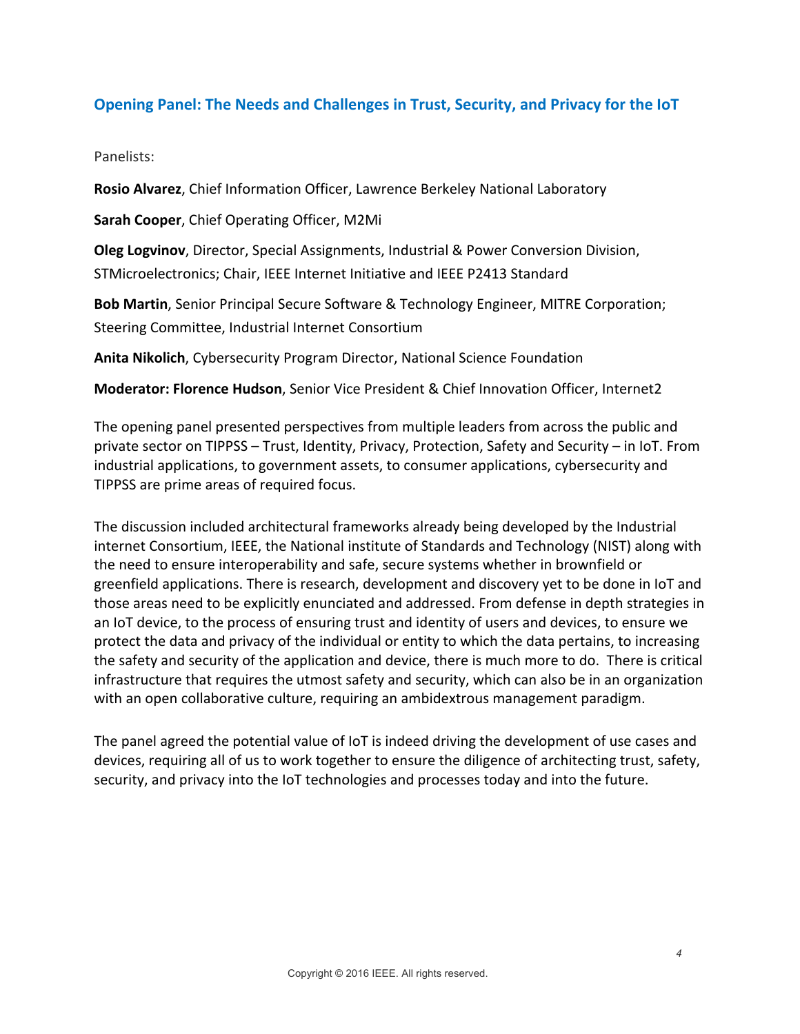## Opening Panel: The Needs and Challenges in Trust, Security, and Privacy for the IoT

Panelists:

**Rosio Alvarez**, Chief Information Officer, Lawrence Berkeley National Laboratory

**Sarah Cooper**, Chief Operating Officer, M2Mi

**Oleg Logvinov**, Director, Special Assignments, Industrial & Power Conversion Division, STMicroelectronics; Chair, IEEE Internet Initiative and IEEE P2413 Standard

**Bob Martin**, Senior Principal Secure Software & Technology Engineer, MITRE Corporation; Steering Committee, Industrial Internet Consortium

**Anita Nikolich**, Cybersecurity Program Director, National Science Foundation

**Moderator: Florence Hudson**, Senior Vice President & Chief Innovation Officer, Internet2

The opening panel presented perspectives from multiple leaders from across the public and private sector on TIPPSS – Trust, Identity, Privacy, Protection, Safety and Security – in IoT. From industrial applications, to government assets, to consumer applications, cybersecurity and TIPPSS are prime areas of required focus.

The discussion included architectural frameworks already being developed by the Industrial internet Consortium, IEEE, the National institute of Standards and Technology (NIST) along with the need to ensure interoperability and safe, secure systems whether in brownfield or greenfield applications. There is research, development and discovery yet to be done in IoT and those areas need to be explicitly enunciated and addressed. From defense in depth strategies in an IoT device, to the process of ensuring trust and identity of users and devices, to ensure we protect the data and privacy of the individual or entity to which the data pertains, to increasing the safety and security of the application and device, there is much more to do. There is critical infrastructure that requires the utmost safety and security, which can also be in an organization with an open collaborative culture, requiring an ambidextrous management paradigm.

The panel agreed the potential value of IoT is indeed driving the development of use cases and devices, requiring all of us to work together to ensure the diligence of architecting trust, safety, security, and privacy into the IoT technologies and processes today and into the future.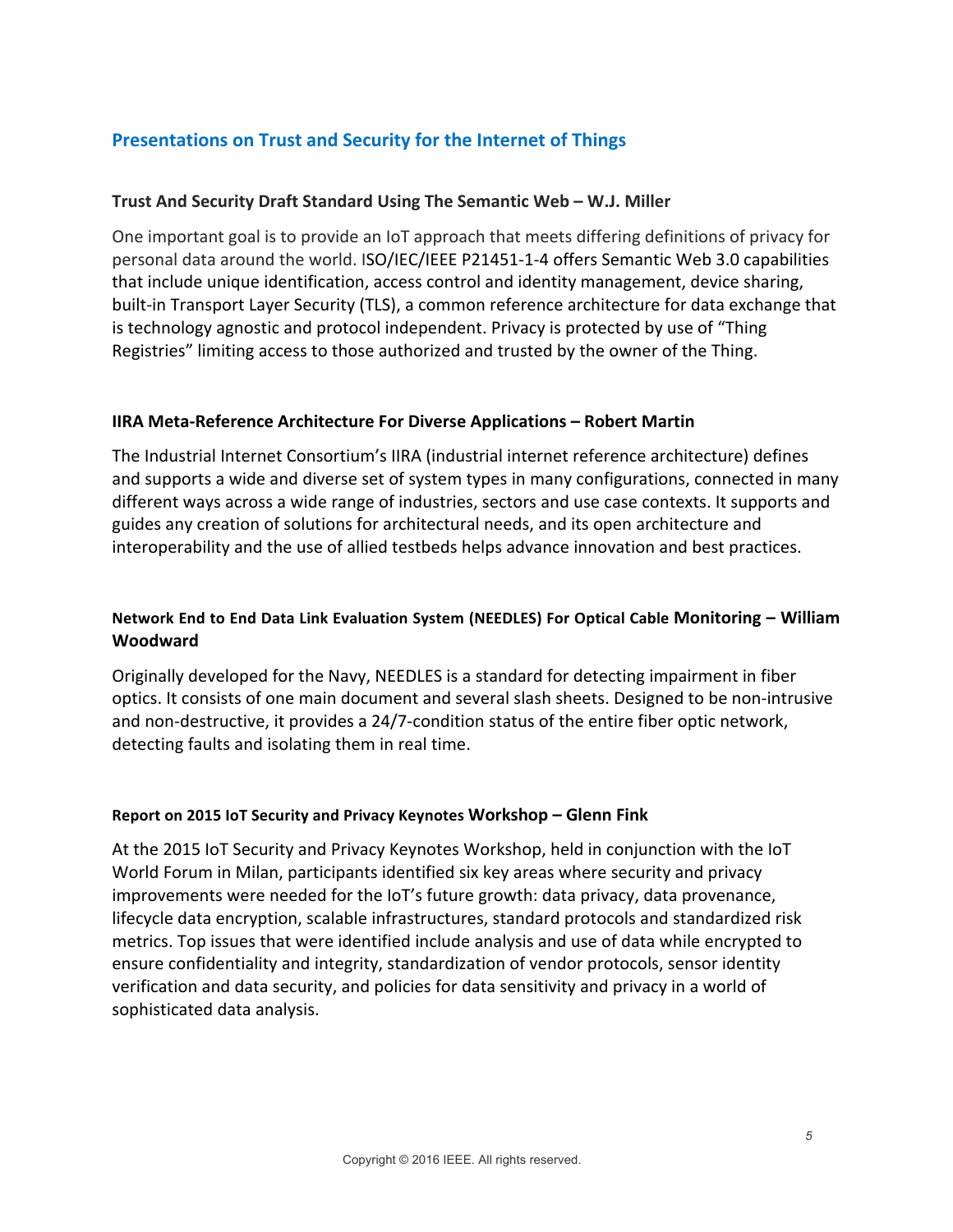## Presentations on Trust and Security for the Internet of Things

### Trust And Security Draft Standard Using The Semantic Web – W.J. Miller

One important goal is to provide an IoT approach that meets differing definitions of privacy for personal data around the world. ISO/IEC/IEEE P21451-1-4 offers Semantic Web 3.0 capabilities that include unique identification, access control and identity management, device sharing, built-in Transport Layer Security (TLS), a common reference architecture for data exchange that is technology agnostic and protocol independent. Privacy is protected by use of "Thing Registries" limiting access to those authorized and trusted by the owner of the Thing.

### IIRA Meta-Reference Architecture For Diverse Applications – Robert Martin

The Industrial Internet Consortium's IIRA (industrial internet reference architecture) defines and supports a wide and diverse set of system types in many configurations, connected in many different ways across a wide range of industries, sectors and use case contexts. It supports and guides any creation of solutions for architectural needs, and its open architecture and interoperability and the use of allied testbeds helps advance innovation and best practices.

### Network End to End Data Link Evaluation System (NEEDLES) For Optical Cable Monitoring – William Woodward

Originally developed for the Navy, NEEDLES is a standard for detecting impairment in fiber optics. It consists of one main document and several slash sheets. Designed to be non-intrusive and non-destructive, it provides a 24/7-condition status of the entire fiber optic network, detecting faults and isolating them in real time.

### Report on 2015 IoT Security and Privacy Keynotes Workshop – Glenn Fink

At the 2015 IoT Security and Privacy Keynotes Workshop, held in conjunction with the IoT World Forum in Milan, participants identified six key areas where security and privacy improvements were needed for the IoT's future growth: data privacy, data provenance, lifecycle data encryption, scalable infrastructures, standard protocols and standardized risk metrics. Top issues that were identified include analysis and use of data while encrypted to ensure confidentiality and integrity, standardization of vendor protocols, sensor identity verification and data security, and policies for data sensitivity and privacy in a world of sophisticated data analysis.

Copyright © 2016 IEEE. All rights reserved.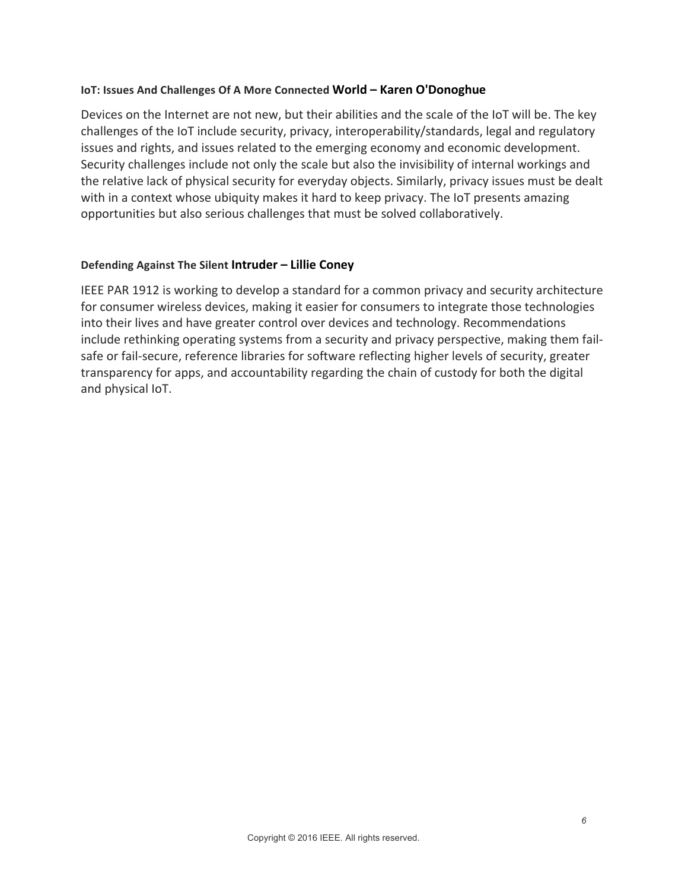#### IoT: Issues And Challenges Of A More Connected World – Karen O'Donoghue

Devices on the Internet are not new, but their abilities and the scale of the IoT will be. The key challenges of the IoT include security, privacy, interoperability/standards, legal and regulatory issues and rights, and issues related to the emerging economy and economic development. Security challenges include not only the scale but also the invisibility of internal workings and the relative lack of physical security for everyday objects. Similarly, privacy issues must be dealt with in a context whose ubiquity makes it hard to keep privacy. The IoT presents amazing opportunities but also serious challenges that must be solved collaboratively.

#### Defending Against The Silent Intruder – Lillie Coney

IEEE PAR 1912 is working to develop a standard for a common privacy and security architecture for consumer wireless devices, making it easier for consumers to integrate those technologies into their lives and have greater control over devices and technology. Recommendations include rethinking operating systems from a security and privacy perspective, making them fail-safe or fail-secure, reference libraries for software reflecting higher levels of security, greater transparency for apps, and accountability regarding the chain of custody for both the digital and physical IoT.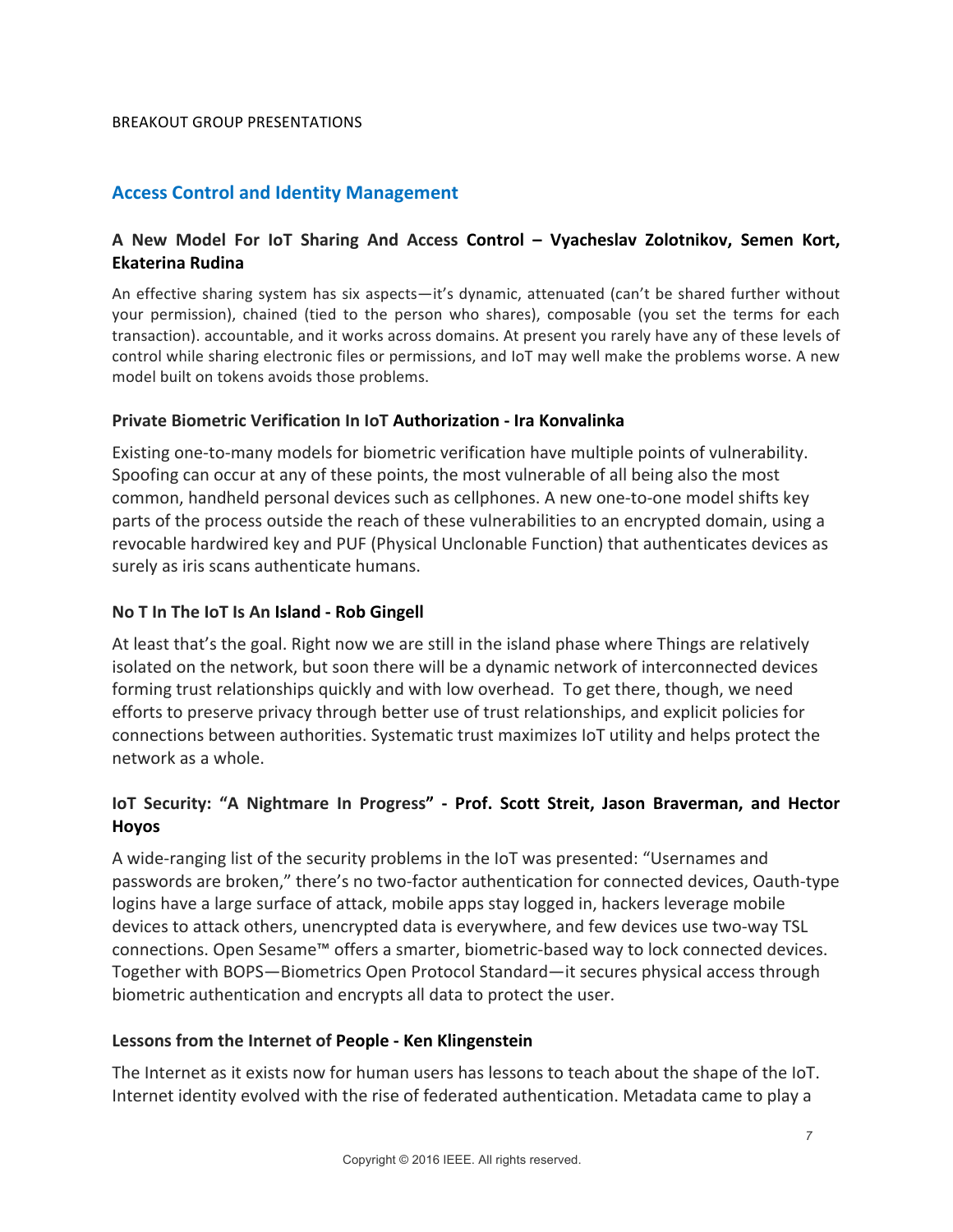BREAKOUT GROUP PRESENTATIONS

## Access Control and Identity Management

### A New Model For IoT Sharing And Access Control – Vyacheslav Zolotnikov, Semen Kort, Ekaterina Rudina

An effective sharing system has six aspects—it's dynamic, attenuated (can't be shared further without your permission), chained (tied to the person who shares), composable (you set the terms for each transaction). accountable, and it works across domains. At present you rarely have any of these levels of control while sharing electronic files or permissions, and IoT may well make the problems worse. A new model built on tokens avoids those problems.

### Private Biometric Verification In IoT Authorization - Ira Konvalinka

Existing one-to-many models for biometric verification have multiple points of vulnerability. Spoofing can occur at any of these points, the most vulnerable of all being also the most common, handheld personal devices such as cellphones. A new one-to-one model shifts key parts of the process outside the reach of these vulnerabilities to an encrypted domain, using a revocable hardwired key and PUF (Physical Unclonable Function) that authenticates devices as surely as iris scans authenticate humans.

### No T In The IoT Is An Island - Rob Gingell

At least that's the goal. Right now we are still in the island phase where Things are relatively isolated on the network, but soon there will be a dynamic network of interconnected devices forming trust relationships quickly and with low overhead. To get there, though, we need efforts to preserve privacy through better use of trust relationships, and explicit policies for connections between authorities. Systematic trust maximizes IoT utility and helps protect the network as a whole.

### IoT Security: "A Nightmare In Progress" - Prof. Scott Streit, Jason Braverman, and Hector Hoyos

A wide-ranging list of the security problems in the IoT was presented: "Usernames and passwords are broken," there's no two-factor authentication for connected devices, Oauth-type logins have a large surface of attack, mobile apps stay logged in, hackers leverage mobile devices to attack others, unencrypted data is everywhere, and few devices use two-way TSL connections. Open Sesame™ offers a smarter, biometric-based way to lock connected devices. Together with BOPS—Biometrics Open Protocol Standard—it secures physical access through biometric authentication and encrypts all data to protect the user.

### Lessons from the Internet of People - Ken Klingenstein

The Internet as it exists now for human users has lessons to teach about the shape of the IoT. Internet identity evolved with the rise of federated authentication. Metadata came to play a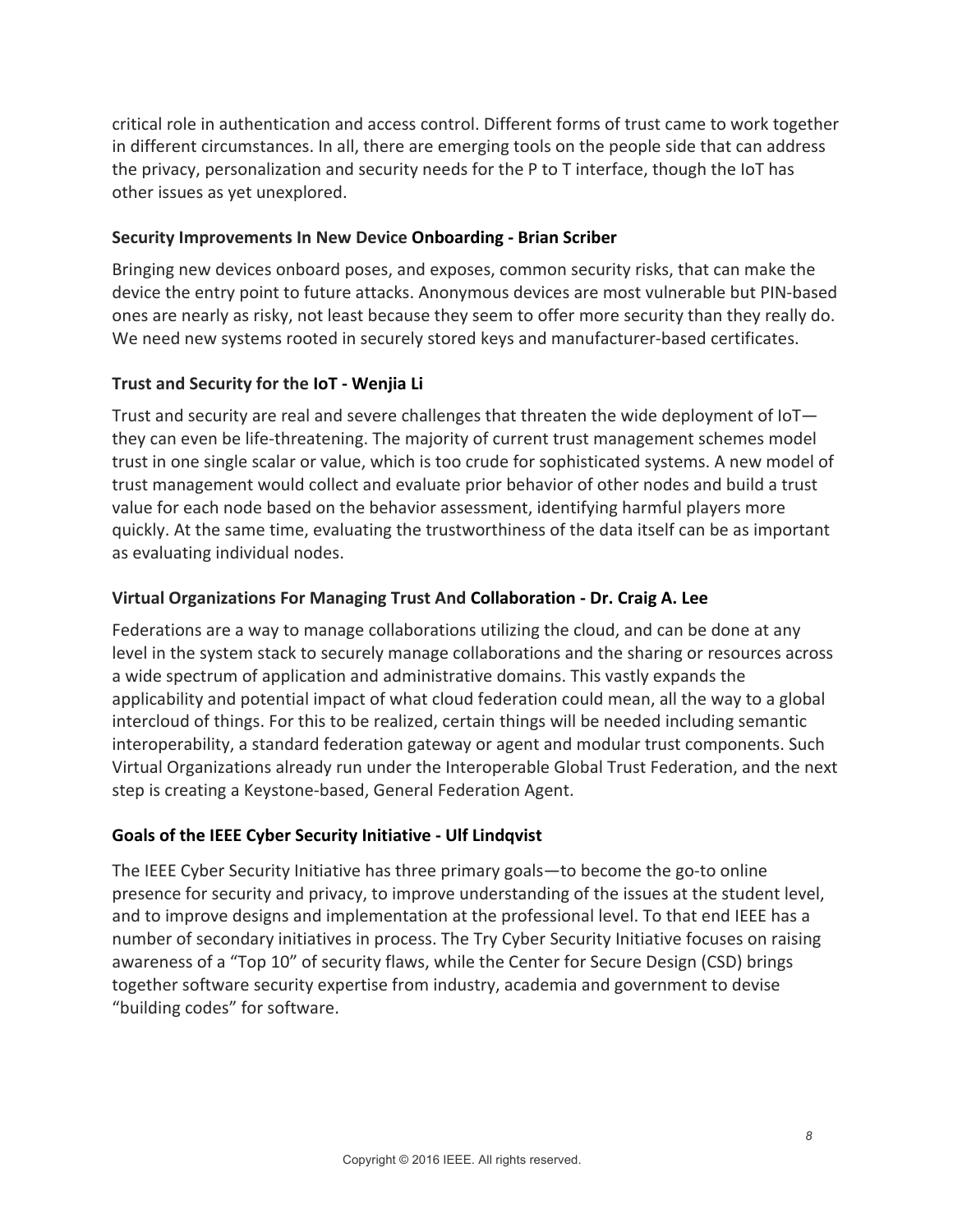critical role in authentication and access control. Different forms of trust came to work together in different circumstances. In all, there are emerging tools on the people side that can address the privacy, personalization and security needs for the P to T interface, though the IoT has other issues as yet unexplored.

### Security Improvements In New Device Onboarding - Brian Scriber

Bringing new devices onboard poses, and exposes, common security risks, that can make the device the entry point to future attacks. Anonymous devices are most vulnerable but PIN-based ones are nearly as risky, not least because they seem to offer more security than they really do. We need new systems rooted in securely stored keys and manufacturer-based certificates.

### Trust and Security for the IoT - Wenjia Li

Trust and security are real and severe challenges that threaten the wide deployment of IoT—they can even be life-threatening. The majority of current trust management schemes model trust in one single scalar or value, which is too crude for sophisticated systems. A new model of trust management would collect and evaluate prior behavior of other nodes and build a trust value for each node based on the behavior assessment, identifying harmful players more quickly. At the same time, evaluating the trustworthiness of the data itself can be as important as evaluating individual nodes.

### Virtual Organizations For Managing Trust And Collaboration - Dr. Craig A. Lee

Federations are a way to manage collaborations utilizing the cloud, and can be done at any level in the system stack to securely manage collaborations and the sharing or resources across a wide spectrum of application and administrative domains. This vastly expands the applicability and potential impact of what cloud federation could mean, all the way to a global intercloud of things. For this to be realized, certain things will be needed including semantic interoperability, a standard federation gateway or agent and modular trust components. Such Virtual Organizations already run under the Interoperable Global Trust Federation, and the next step is creating a Keystone-based, General Federation Agent.

### Goals of the IEEE Cyber Security Initiative - Ulf Lindqvist

The IEEE Cyber Security Initiative has three primary goals—to become the go-to online presence for security and privacy, to improve understanding of the issues at the student level, and to improve designs and implementation at the professional level. To that end IEEE has a number of secondary initiatives in process. The Try Cyber Security Initiative focuses on raising awareness of a "Top 10" of security flaws, while the Center for Secure Design (CSD) brings together software security expertise from industry, academia and government to devise "building codes" for software.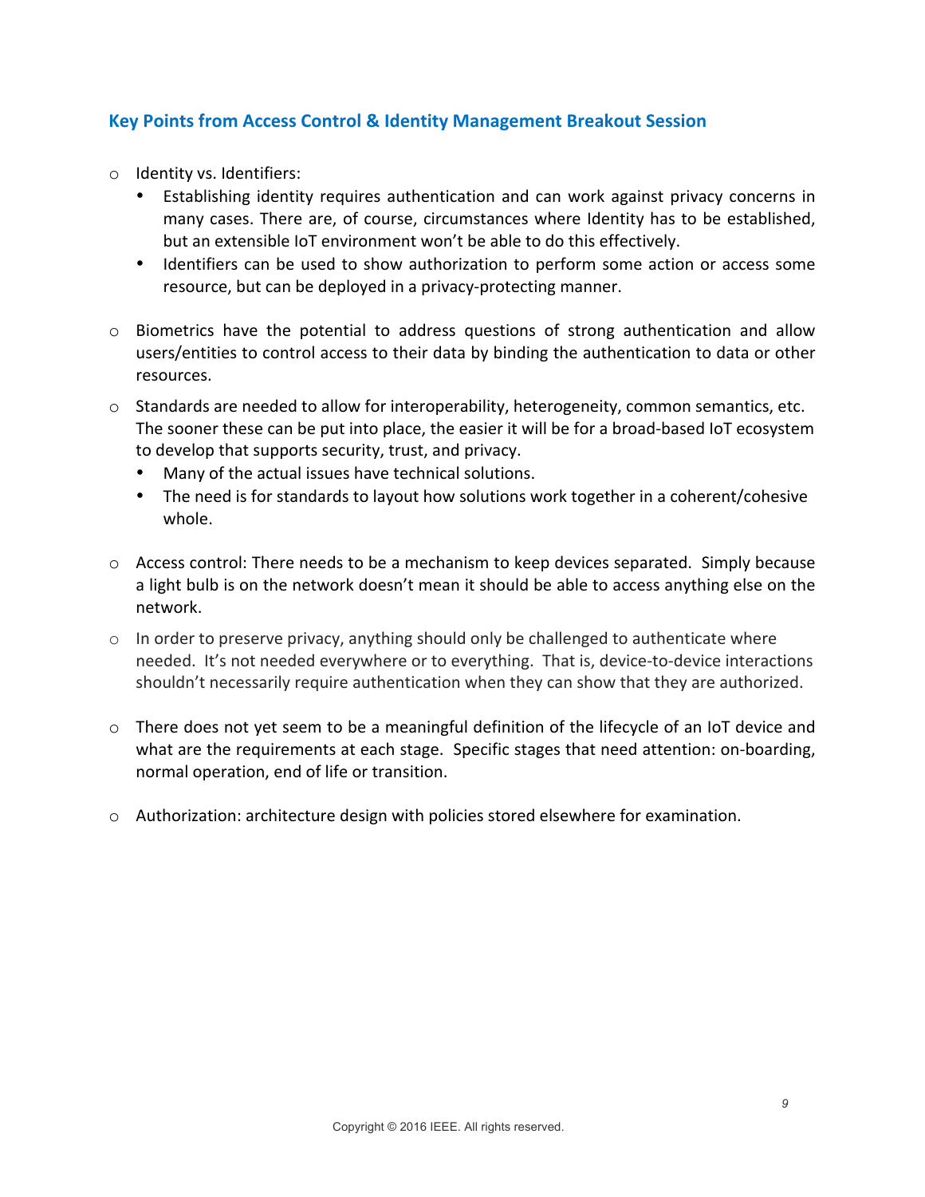### Key Points from Access Control & Identity Management Breakout Session

- Identity vs. Identifiers:
  - Establishing identity requires authentication and can work against privacy concerns in many cases. There are, of course, circumstances where Identity has to be established, but an extensible IoT environment won't be able to do this effectively.
  - Identifiers can be used to show authorization to perform some action or access some resource, but can be deployed in a privacy-protecting manner.
- Biometrics have the potential to address questions of strong authentication and allow users/entities to control access to their data by binding the authentication to data or other resources.
- Standards are needed to allow for interoperability, heterogeneity, common semantics, etc. The sooner these can be put into place, the easier it will be for a broad-based IoT ecosystem to develop that supports security, trust, and privacy.
  - Many of the actual issues have technical solutions.
  - The need is for standards to layout how solutions work together in a coherent/cohesive whole.
- Access control: There needs to be a mechanism to keep devices separated. Simply because a light bulb is on the network doesn't mean it should be able to access anything else on the network.
- In order to preserve privacy, anything should only be challenged to authenticate where needed. It's not needed everywhere or to everything. That is, device-to-device interactions shouldn't necessarily require authentication when they can show that they are authorized.
- There does not yet seem to be a meaningful definition of the lifecycle of an IoT device and what are the requirements at each stage. Specific stages that need attention: on-boarding, normal operation, end of life or transition.
- Authorization: architecture design with policies stored elsewhere for examination.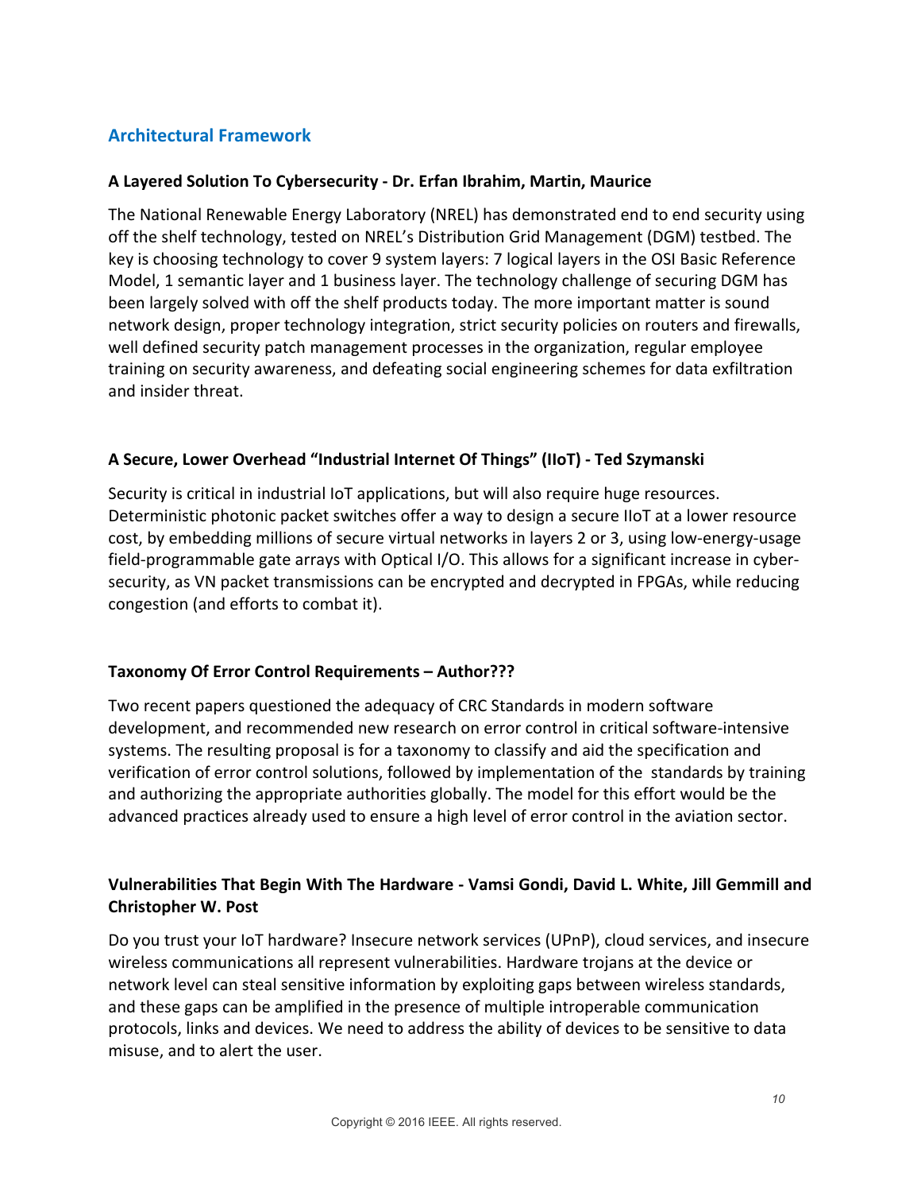## Architectural Framework

**A Layered Solution To Cybersecurity - Dr. Erfan Ibrahim, Martin, Maurice**

The National Renewable Energy Laboratory (NREL) has demonstrated end to end security using off the shelf technology, tested on NREL's Distribution Grid Management (DGM) testbed. The key is choosing technology to cover 9 system layers: 7 logical layers in the OSI Basic Reference Model, 1 semantic layer and 1 business layer. The technology challenge of securing DGM has been largely solved with off the shelf products today. The more important matter is sound network design, proper technology integration, strict security policies on routers and firewalls, well defined security patch management processes in the organization, regular employee training on security awareness, and defeating social engineering schemes for data exfiltration and insider threat.

**A Secure, Lower Overhead "Industrial Internet Of Things" (IIoT) - Ted Szymanski**

Security is critical in industrial IoT applications, but will also require huge resources. Deterministic photonic packet switches offer a way to design a secure IIoT at a lower resource cost, by embedding millions of secure virtual networks in layers 2 or 3, using low-energy-usage field-programmable gate arrays with Optical I/O. This allows for a significant increase in cyber-security, as VN packet transmissions can be encrypted and decrypted in FPGAs, while reducing congestion (and efforts to combat it).

**Taxonomy Of Error Control Requirements – Author???**

Two recent papers questioned the adequacy of CRC Standards in modern software development, and recommended new research on error control in critical software-intensive systems. The resulting proposal is for a taxonomy to classify and aid the specification and verification of error control solutions, followed by implementation of the standards by training and authorizing the appropriate authorities globally. The model for this effort would be the advanced practices already used to ensure a high level of error control in the aviation sector.

**Vulnerabilities That Begin With The Hardware - Vamsi Gondi, David L. White, Jill Gemmill and Christopher W. Post**

Do you trust your IoT hardware? Insecure network services (UPnP), cloud services, and insecure wireless communications all represent vulnerabilities. Hardware trojans at the device or network level can steal sensitive information by exploiting gaps between wireless standards, and these gaps can be amplified in the presence of multiple introperable communication protocols, links and devices. We need to address the ability of devices to be sensitive to data misuse, and to alert the user.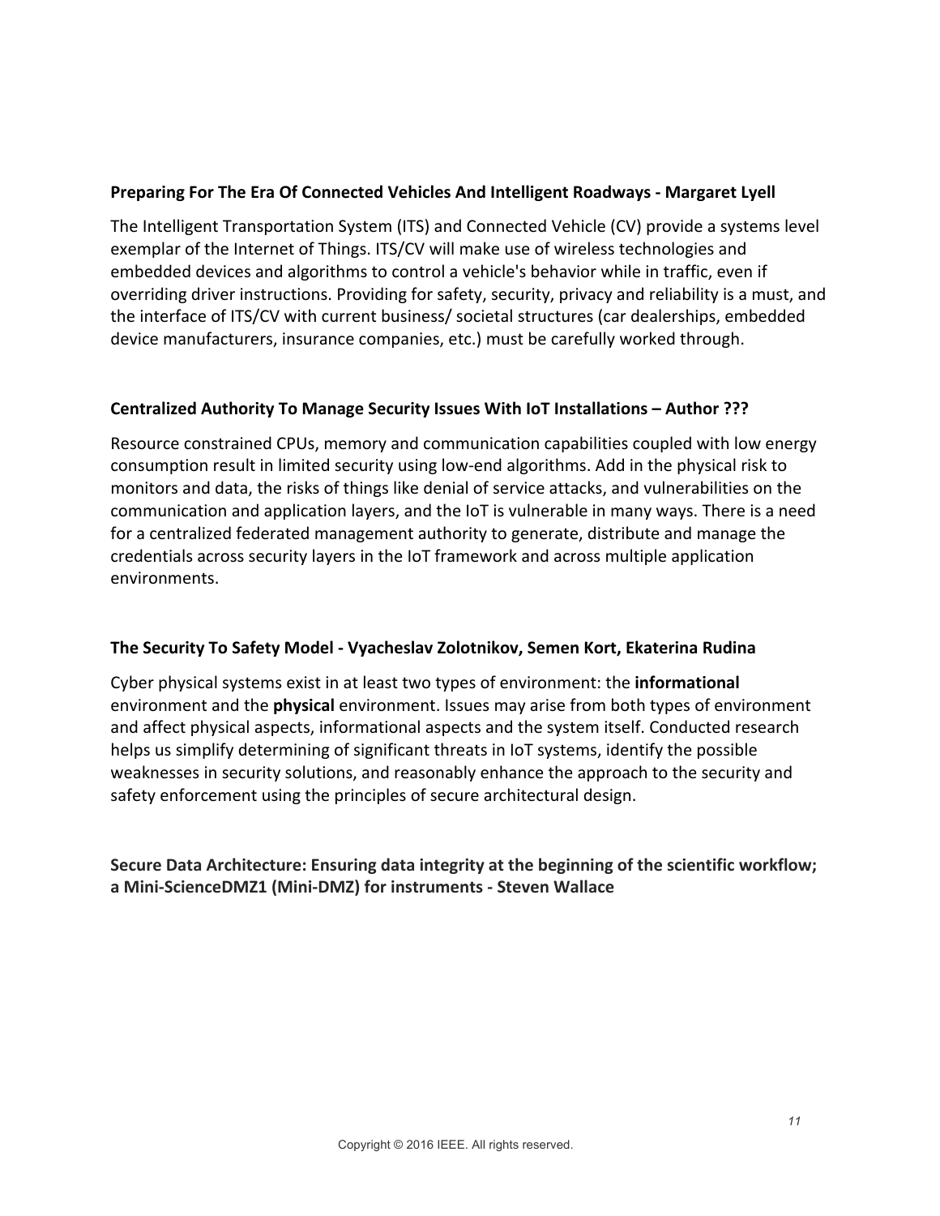**Preparing For The Era Of Connected Vehicles And Intelligent Roadways - Margaret Lyell**

The Intelligent Transportation System (ITS) and Connected Vehicle (CV) provide a systems level exemplar of the Internet of Things. ITS/CV will make use of wireless technologies and embedded devices and algorithms to control a vehicle's behavior while in traffic, even if overriding driver instructions. Providing for safety, security, privacy and reliability is a must, and the interface of ITS/CV with current business/ societal structures (car dealerships, embedded device manufacturers, insurance companies, etc.) must be carefully worked through.

**Centralized Authority To Manage Security Issues With IoT Installations – Author ???**

Resource constrained CPUs, memory and communication capabilities coupled with low energy consumption result in limited security using low-end algorithms. Add in the physical risk to monitors and data, the risks of things like denial of service attacks, and vulnerabilities on the communication and application layers, and the IoT is vulnerable in many ways. There is a need for a centralized federated management authority to generate, distribute and manage the credentials across security layers in the IoT framework and across multiple application environments.

**The Security To Safety Model - Vyacheslav Zolotnikov, Semen Kort, Ekaterina Rudina**

Cyber physical systems exist in at least two types of environment: the **informational** environment and the **physical** environment. Issues may arise from both types of environment and affect physical aspects, informational aspects and the system itself. Conducted research helps us simplify determining of significant threats in IoT systems, identify the possible weaknesses in security solutions, and reasonably enhance the approach to the security and safety enforcement using the principles of secure architectural design.

**Secure Data Architecture: Ensuring data integrity at the beginning of the scientific workflow; a Mini-ScienceDMZ1 (Mini-DMZ) for instruments - Steven Wallace**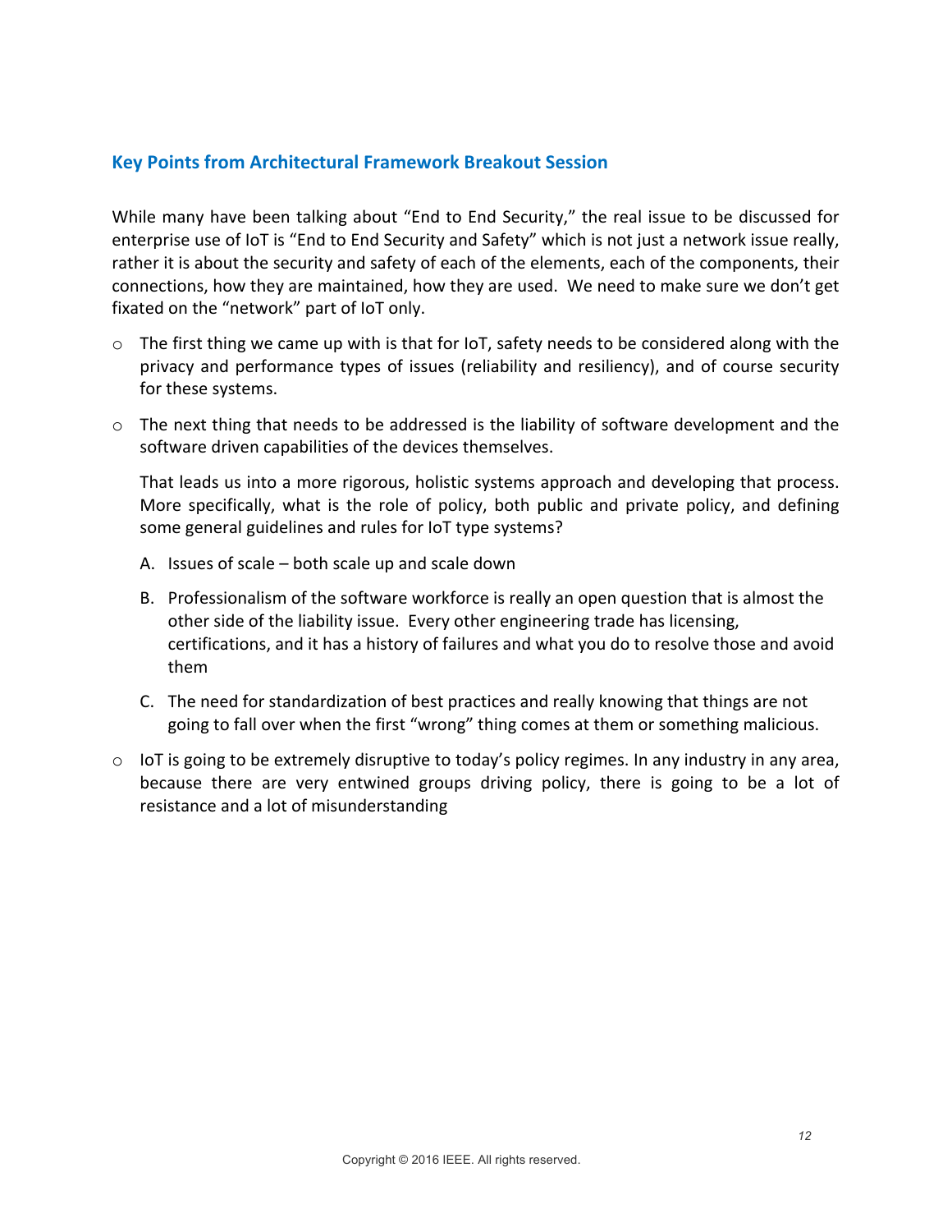## Key Points from Architectural Framework Breakout Session

While many have been talking about "End to End Security," the real issue to be discussed for enterprise use of IoT is "End to End Security and Safety" which is not just a network issue really, rather it is about the security and safety of each of the elements, each of the components, their connections, how they are maintained, how they are used. We need to make sure we don't get fixated on the "network" part of IoT only.

- The first thing we came up with is that for IoT, safety needs to be considered along with the privacy and performance types of issues (reliability and resiliency), and of course security for these systems.
- The next thing that needs to be addressed is the liability of software development and the software driven capabilities of the devices themselves.

  That leads us into a more rigorous, holistic systems approach and developing that process. More specifically, what is the role of policy, both public and private policy, and defining some general guidelines and rules for IoT type systems?

  A. Issues of scale – both scale up and scale down

  B. Professionalism of the software workforce is really an open question that is almost the other side of the liability issue. Every other engineering trade has licensing, certifications, and it has a history of failures and what you do to resolve those and avoid them

  C. The need for standardization of best practices and really knowing that things are not going to fall over when the first "wrong" thing comes at them or something malicious.

- IoT is going to be extremely disruptive to today's policy regimes. In any industry in any area, because there are very entwined groups driving policy, there is going to be a lot of resistance and a lot of misunderstanding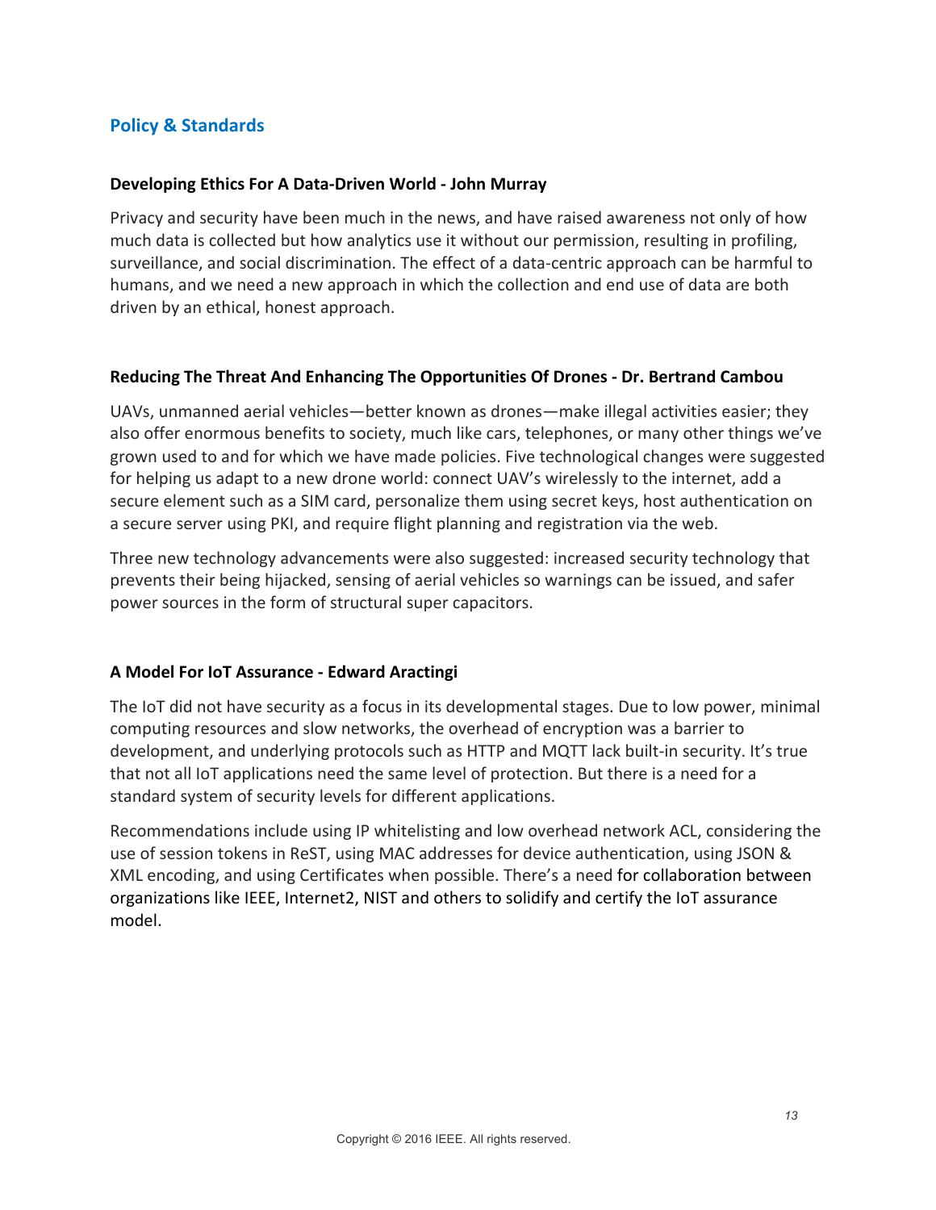## Policy & Standards

### Developing Ethics For A Data-Driven World - John Murray

Privacy and security have been much in the news, and have raised awareness not only of how much data is collected but how analytics use it without our permission, resulting in profiling, surveillance, and social discrimination. The effect of a data-centric approach can be harmful to humans, and we need a new approach in which the collection and end use of data are both driven by an ethical, honest approach.

### Reducing The Threat And Enhancing The Opportunities Of Drones - Dr. Bertrand Cambou

UAVs, unmanned aerial vehicles—better known as drones—make illegal activities easier; they also offer enormous benefits to society, much like cars, telephones, or many other things we've grown used to and for which we have made policies. Five technological changes were suggested for helping us adapt to a new drone world: connect UAV's wirelessly to the internet, add a secure element such as a SIM card, personalize them using secret keys, host authentication on a secure server using PKI, and require flight planning and registration via the web.

Three new technology advancements were also suggested: increased security technology that prevents their being hijacked, sensing of aerial vehicles so warnings can be issued, and safer power sources in the form of structural super capacitors.

### A Model For IoT Assurance - Edward Aractingi

The IoT did not have security as a focus in its developmental stages. Due to low power, minimal computing resources and slow networks, the overhead of encryption was a barrier to development, and underlying protocols such as HTTP and MQTT lack built-in security. It's true that not all IoT applications need the same level of protection. But there is a need for a standard system of security levels for different applications.

Recommendations include using IP whitelisting and low overhead network ACL, considering the use of session tokens in ReST, using MAC addresses for device authentication, using JSON & XML encoding, and using Certificates when possible. There's a need for collaboration between organizations like IEEE, Internet2, NIST and others to solidify and certify the IoT assurance model.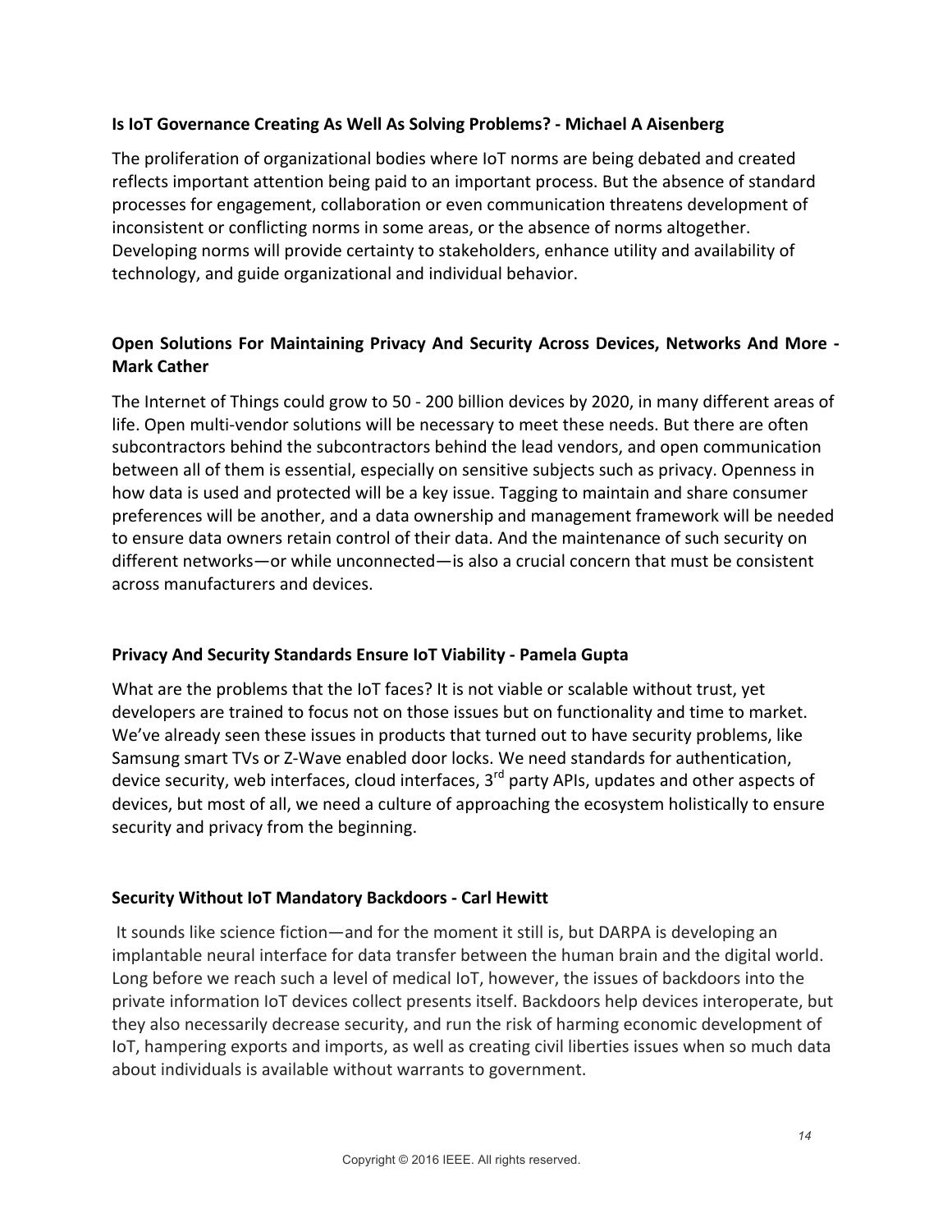**Is IoT Governance Creating As Well As Solving Problems? - Michael A Aisenberg**

The proliferation of organizational bodies where IoT norms are being debated and created reflects important attention being paid to an important process. But the absence of standard processes for engagement, collaboration or even communication threatens development of inconsistent or conflicting norms in some areas, or the absence of norms altogether. Developing norms will provide certainty to stakeholders, enhance utility and availability of technology, and guide organizational and individual behavior.

**Open Solutions For Maintaining Privacy And Security Across Devices, Networks And More - Mark Cather**

The Internet of Things could grow to 50 - 200 billion devices by 2020, in many different areas of life. Open multi-vendor solutions will be necessary to meet these needs. But there are often subcontractors behind the subcontractors behind the lead vendors, and open communication between all of them is essential, especially on sensitive subjects such as privacy. Openness in how data is used and protected will be a key issue. Tagging to maintain and share consumer preferences will be another, and a data ownership and management framework will be needed to ensure data owners retain control of their data. And the maintenance of such security on different networks—or while unconnected—is also a crucial concern that must be consistent across manufacturers and devices.

**Privacy And Security Standards Ensure IoT Viability - Pamela Gupta**

What are the problems that the IoT faces? It is not viable or scalable without trust, yet developers are trained to focus not on those issues but on functionality and time to market. We've already seen these issues in products that turned out to have security problems, like Samsung smart TVs or Z-Wave enabled door locks. We need standards for authentication, device security, web interfaces, cloud interfaces, 3rd party APIs, updates and other aspects of devices, but most of all, we need a culture of approaching the ecosystem holistically to ensure security and privacy from the beginning.

**Security Without IoT Mandatory Backdoors - Carl Hewitt**

It sounds like science fiction—and for the moment it still is, but DARPA is developing an implantable neural interface for data transfer between the human brain and the digital world. Long before we reach such a level of medical IoT, however, the issues of backdoors into the private information IoT devices collect presents itself. Backdoors help devices interoperate, but they also necessarily decrease security, and run the risk of harming economic development of IoT, hampering exports and imports, as well as creating civil liberties issues when so much data about individuals is available without warrants to government.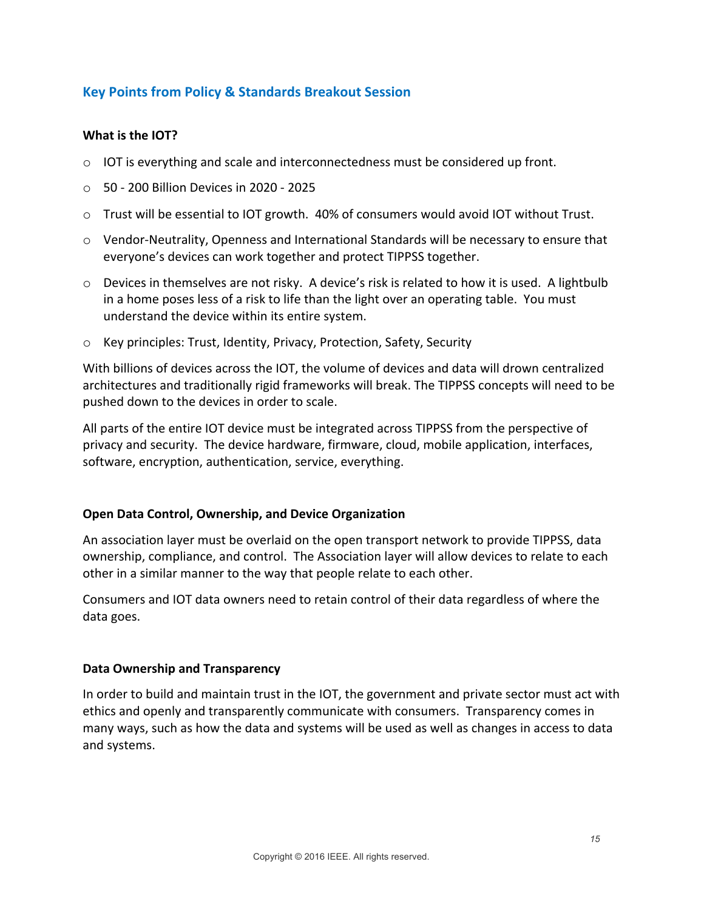## Key Points from Policy & Standards Breakout Session

### What is the IOT?

- IOT is everything and scale and interconnectedness must be considered up front.
- 50 - 200 Billion Devices in 2020 - 2025
- Trust will be essential to IOT growth. 40% of consumers would avoid IOT without Trust.
- Vendor-Neutrality, Openness and International Standards will be necessary to ensure that everyone's devices can work together and protect TIPPSS together.
- Devices in themselves are not risky. A device's risk is related to how it is used. A lightbulb in a home poses less of a risk to life than the light over an operating table. You must understand the device within its entire system.
- Key principles: Trust, Identity, Privacy, Protection, Safety, Security

With billions of devices across the IOT, the volume of devices and data will drown centralized architectures and traditionally rigid frameworks will break. The TIPPSS concepts will need to be pushed down to the devices in order to scale.

All parts of the entire IOT device must be integrated across TIPPSS from the perspective of privacy and security. The device hardware, firmware, cloud, mobile application, interfaces, software, encryption, authentication, service, everything.

### Open Data Control, Ownership, and Device Organization

An association layer must be overlaid on the open transport network to provide TIPPSS, data ownership, compliance, and control. The Association layer will allow devices to relate to each other in a similar manner to the way that people relate to each other.

Consumers and IOT data owners need to retain control of their data regardless of where the data goes.

### Data Ownership and Transparency

In order to build and maintain trust in the IOT, the government and private sector must act with ethics and openly and transparently communicate with consumers. Transparency comes in many ways, such as how the data and systems will be used as well as changes in access to data and systems.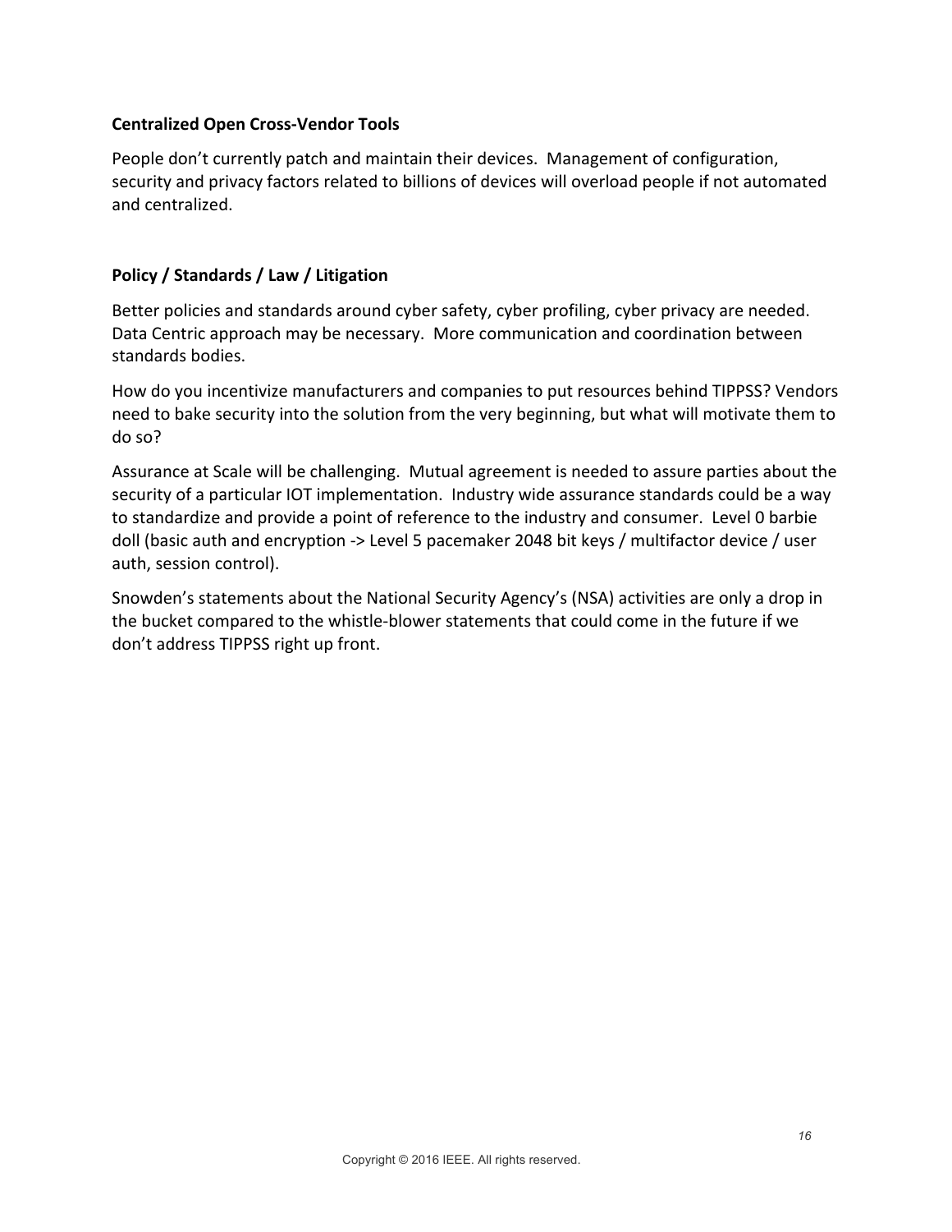**Centralized Open Cross-Vendor Tools**

People don't currently patch and maintain their devices. Management of configuration, security and privacy factors related to billions of devices will overload people if not automated and centralized.

**Policy / Standards / Law / Litigation**

Better policies and standards around cyber safety, cyber profiling, cyber privacy are needed. Data Centric approach may be necessary. More communication and coordination between standards bodies.

How do you incentivize manufacturers and companies to put resources behind TIPPSS? Vendors need to bake security into the solution from the very beginning, but what will motivate them to do so?

Assurance at Scale will be challenging. Mutual agreement is needed to assure parties about the security of a particular IOT implementation. Industry wide assurance standards could be a way to standardize and provide a point of reference to the industry and consumer. Level 0 barbie doll (basic auth and encryption -> Level 5 pacemaker 2048 bit keys / multifactor device / user auth, session control).

Snowden's statements about the National Security Agency's (NSA) activities are only a drop in the bucket compared to the whistle-blower statements that could come in the future if we don't address TIPPSS right up front.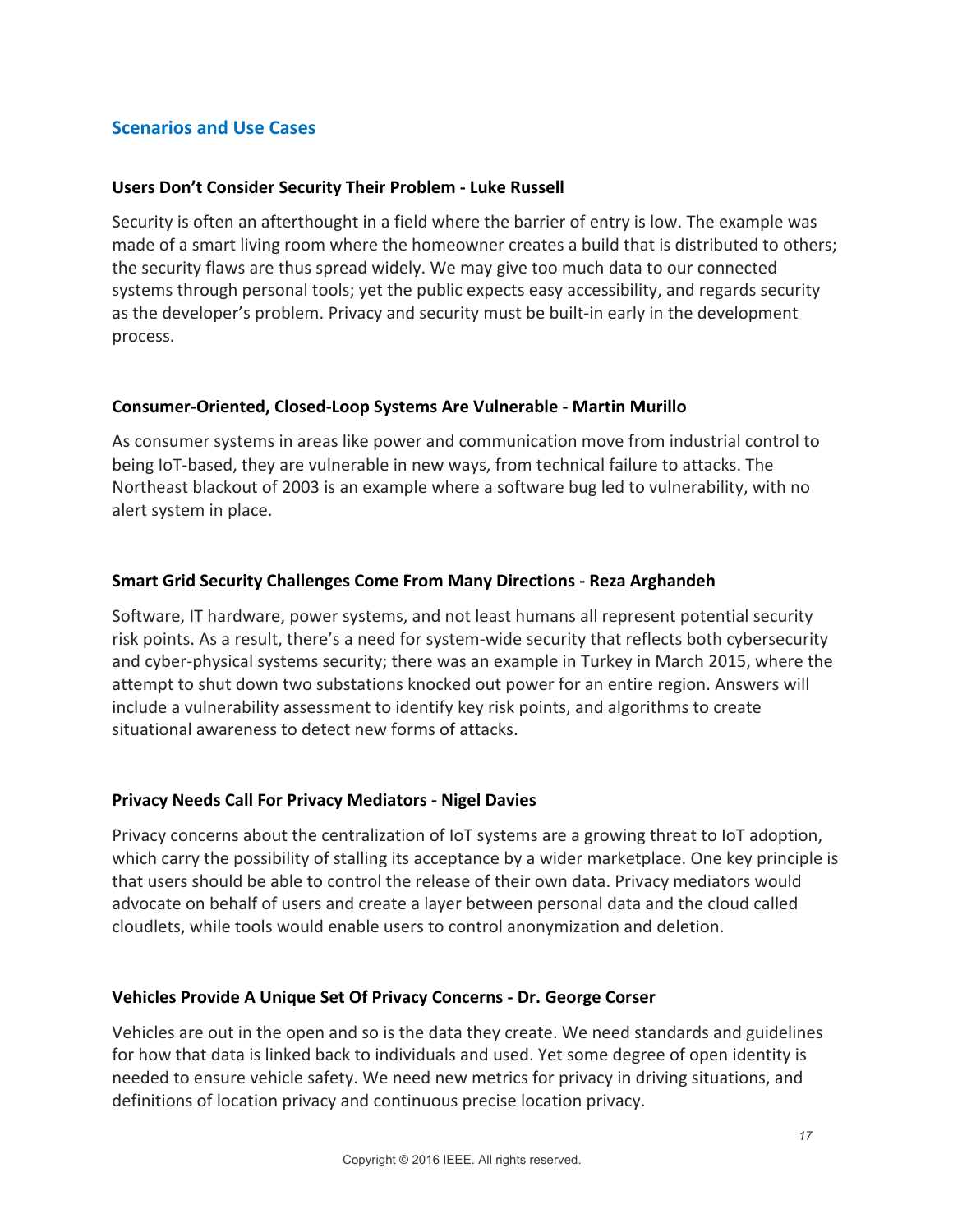## Scenarios and Use Cases

### Users Don't Consider Security Their Problem - Luke Russell

Security is often an afterthought in a field where the barrier of entry is low. The example was made of a smart living room where the homeowner creates a build that is distributed to others; the security flaws are thus spread widely. We may give too much data to our connected systems through personal tools; yet the public expects easy accessibility, and regards security as the developer's problem. Privacy and security must be built-in early in the development process.

### Consumer-Oriented, Closed-Loop Systems Are Vulnerable - Martin Murillo

As consumer systems in areas like power and communication move from industrial control to being IoT-based, they are vulnerable in new ways, from technical failure to attacks. The Northeast blackout of 2003 is an example where a software bug led to vulnerability, with no alert system in place.

### Smart Grid Security Challenges Come From Many Directions - Reza Arghandeh

Software, IT hardware, power systems, and not least humans all represent potential security risk points. As a result, there's a need for system-wide security that reflects both cybersecurity and cyber-physical systems security; there was an example in Turkey in March 2015, where the attempt to shut down two substations knocked out power for an entire region. Answers will include a vulnerability assessment to identify key risk points, and algorithms to create situational awareness to detect new forms of attacks.

### Privacy Needs Call For Privacy Mediators - Nigel Davies

Privacy concerns about the centralization of IoT systems are a growing threat to IoT adoption, which carry the possibility of stalling its acceptance by a wider marketplace. One key principle is that users should be able to control the release of their own data. Privacy mediators would advocate on behalf of users and create a layer between personal data and the cloud called cloudlets, while tools would enable users to control anonymization and deletion.

### Vehicles Provide A Unique Set Of Privacy Concerns - Dr. George Corser

Vehicles are out in the open and so is the data they create. We need standards and guidelines for how that data is linked back to individuals and used. Yet some degree of open identity is needed to ensure vehicle safety. We need new metrics for privacy in driving situations, and definitions of location privacy and continuous precise location privacy.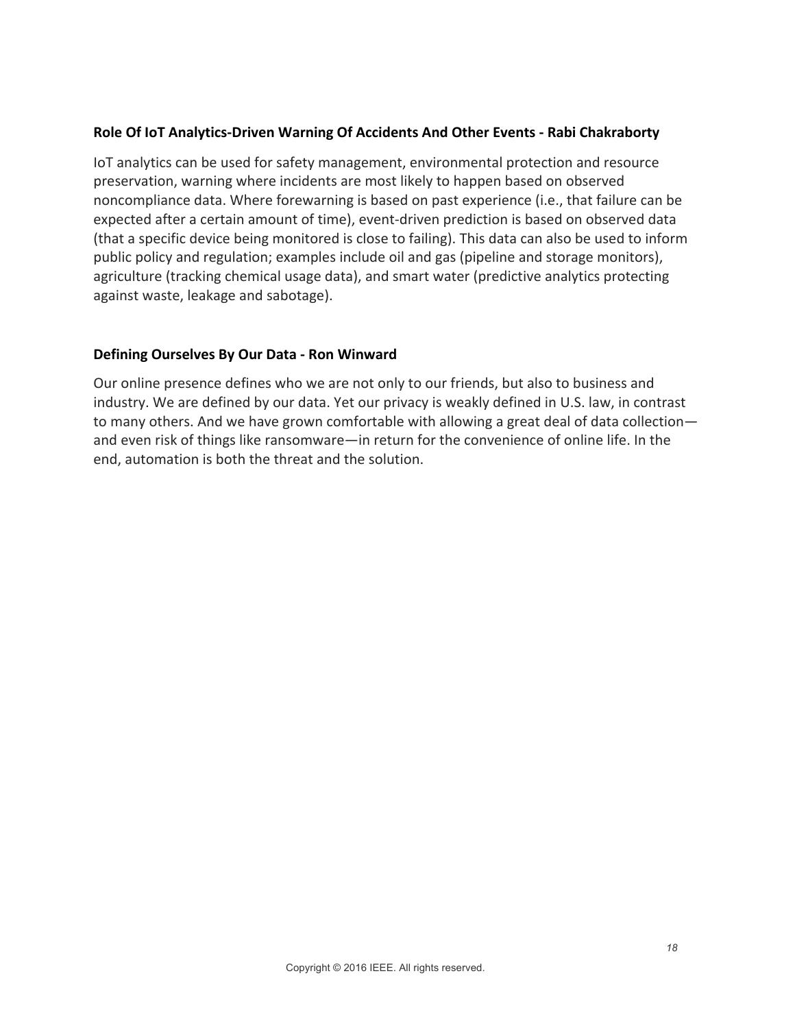### Role Of IoT Analytics-Driven Warning Of Accidents And Other Events - Rabi Chakraborty

IoT analytics can be used for safety management, environmental protection and resource preservation, warning where incidents are most likely to happen based on observed noncompliance data. Where forewarning is based on past experience (i.e., that failure can be expected after a certain amount of time), event-driven prediction is based on observed data (that a specific device being monitored is close to failing). This data can also be used to inform public policy and regulation; examples include oil and gas (pipeline and storage monitors), agriculture (tracking chemical usage data), and smart water (predictive analytics protecting against waste, leakage and sabotage).

### Defining Ourselves By Our Data - Ron Winward

Our online presence defines who we are not only to our friends, but also to business and industry. We are defined by our data. Yet our privacy is weakly defined in U.S. law, in contrast to many others. And we have grown comfortable with allowing a great deal of data collection—and even risk of things like ransomware—in return for the convenience of online life. In the end, automation is both the threat and the solution.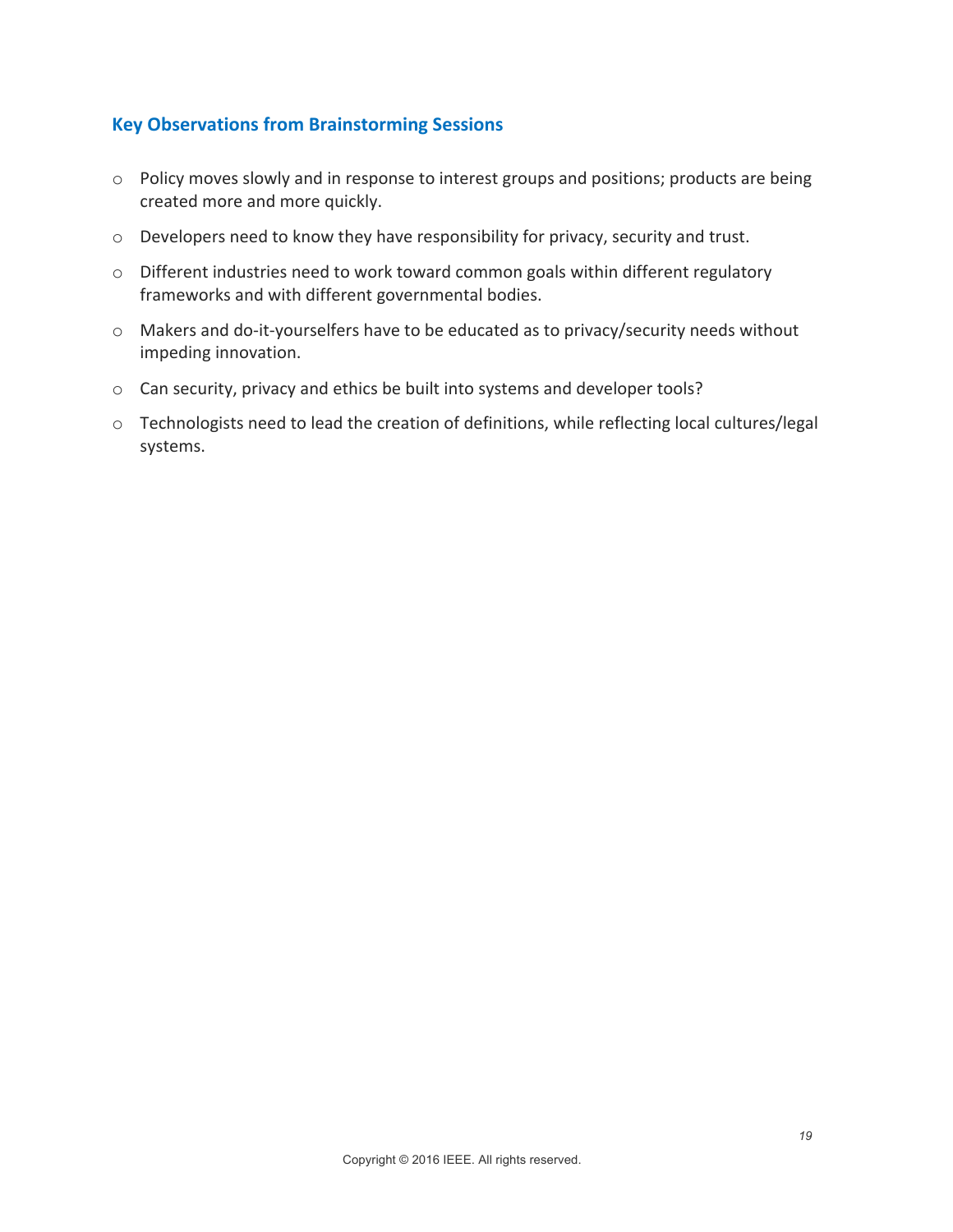### Key Observations from Brainstorming Sessions

- Policy moves slowly and in response to interest groups and positions; products are being created more and more quickly.
- Developers need to know they have responsibility for privacy, security and trust.
- Different industries need to work toward common goals within different regulatory frameworks and with different governmental bodies.
- Makers and do-it-yourselfers have to be educated as to privacy/security needs without impeding innovation.
- Can security, privacy and ethics be built into systems and developer tools?
- Technologists need to lead the creation of definitions, while reflecting local cultures/legal systems.

Copyright © 2016 IEEE. All rights reserved.